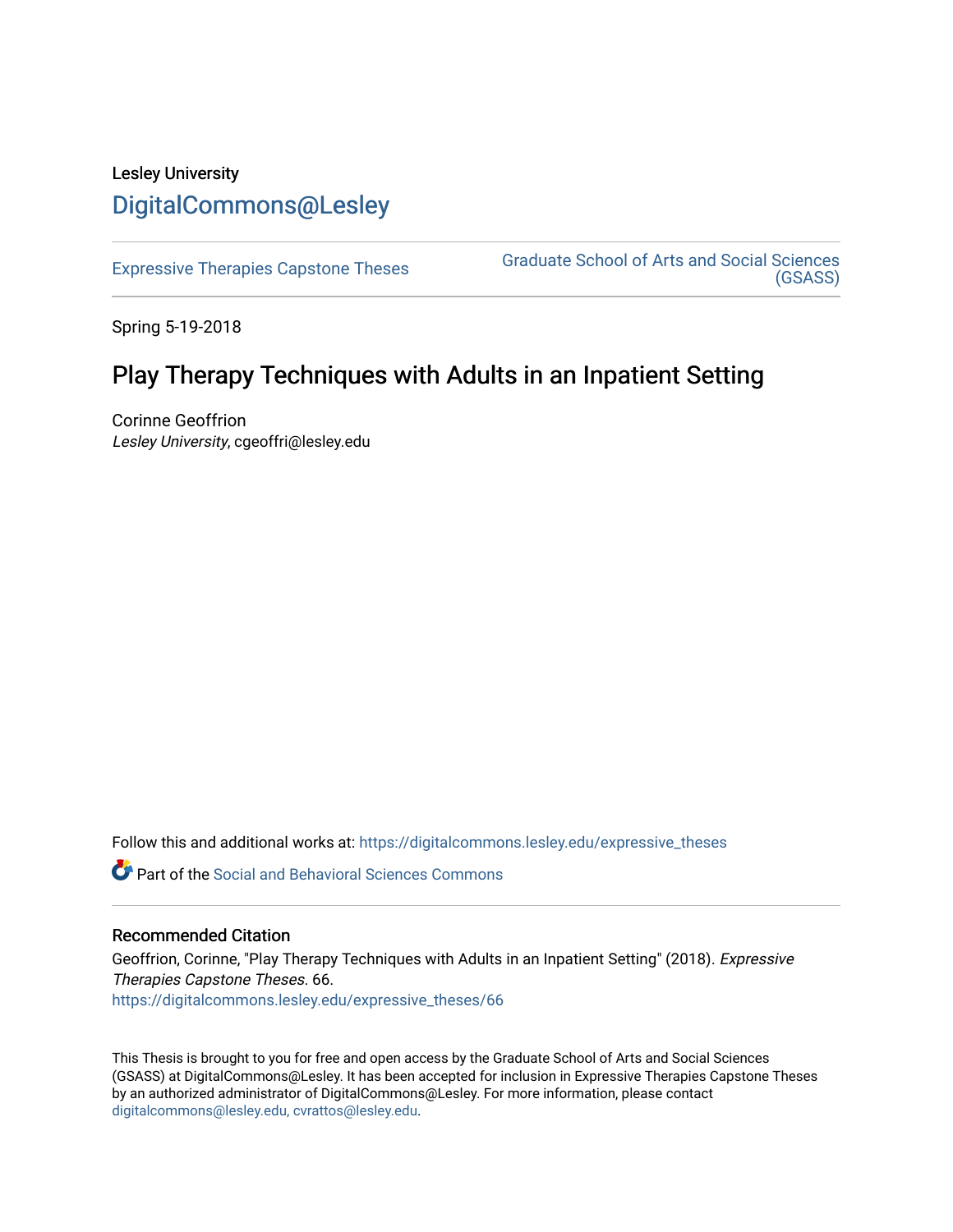Lesley University

DigitalCommons@Lesley

Expressive Therapies Capstone Theses

Graduate School of Arts and Social Sciences (GSASS)

Spring 5-19-2018

# Play Therapy Techniques with Adults in an Inpatient Setting

Corinne Geoffrion
*Lesley University*, cgeoffri@lesley.edu

Follow this and additional works at: https://digitalcommons.lesley.edu/expressive_theses

Part of the Social and Behavioral Sciences Commons

## Recommended Citation

Geoffrion, Corinne, "Play Therapy Techniques with Adults in an Inpatient Setting" (2018). *Expressive Therapies Capstone Theses*. 66.
https://digitalcommons.lesley.edu/expressive_theses/66

This Thesis is brought to you for free and open access by the Graduate School of Arts and Social Sciences (GSASS) at DigitalCommons@Lesley. It has been accepted for inclusion in Expressive Therapies Capstone Theses by an authorized administrator of DigitalCommons@Lesley. For more information, please contact digitalcommons@lesley.edu, cvrattos@lesley.edu.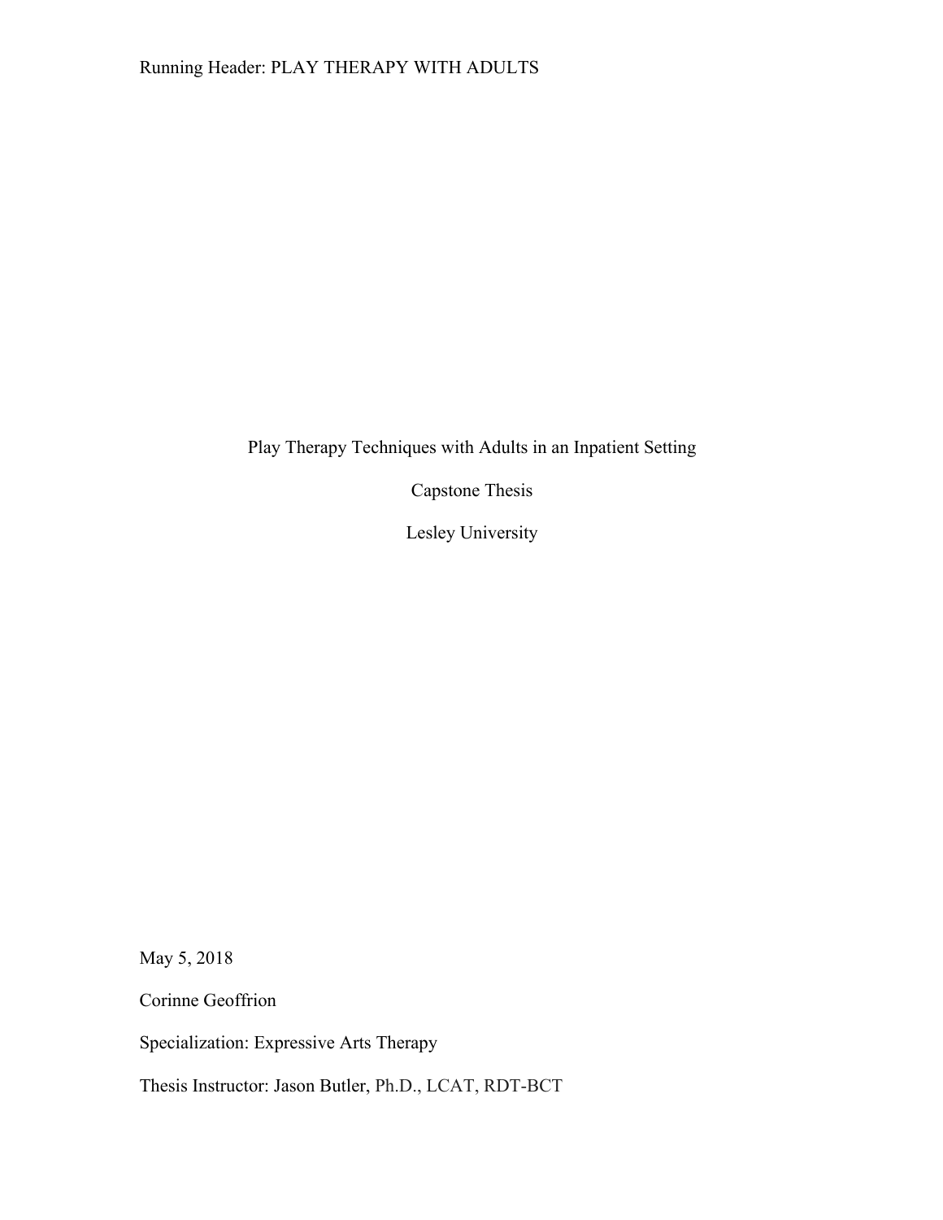Play Therapy Techniques with Adults in an Inpatient Setting

Capstone Thesis

Lesley University

May 5, 2018

Corinne Geoffrion

Specialization: Expressive Arts Therapy

Thesis Instructor: Jason Butler, Ph.D., LCAT, RDT-BCT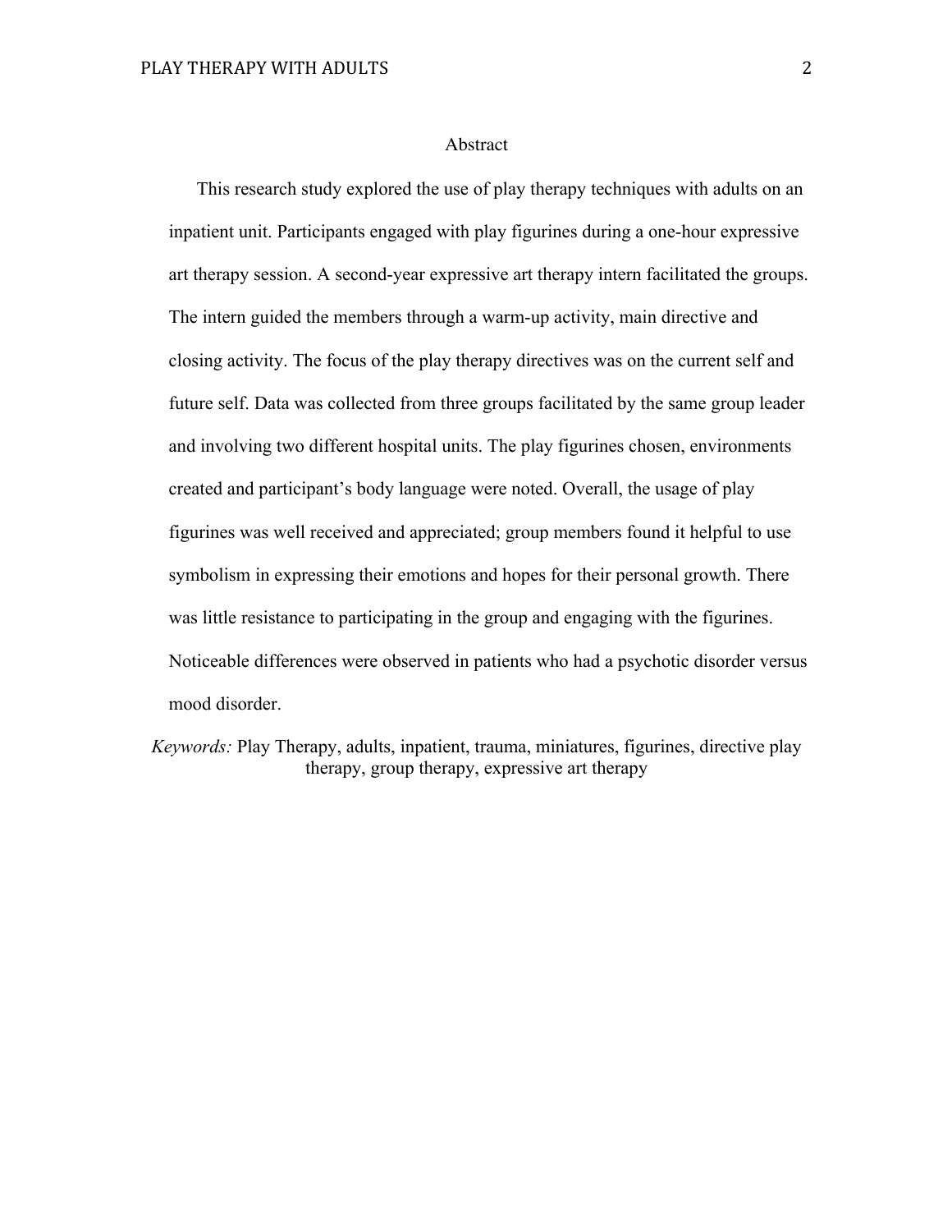# Abstract

This research study explored the use of play therapy techniques with adults on an inpatient unit. Participants engaged with play figurines during a one-hour expressive art therapy session. A second-year expressive art therapy intern facilitated the groups. The intern guided the members through a warm-up activity, main directive and closing activity. The focus of the play therapy directives was on the current self and future self. Data was collected from three groups facilitated by the same group leader and involving two different hospital units. The play figurines chosen, environments created and participant's body language were noted. Overall, the usage of play figurines was well received and appreciated; group members found it helpful to use symbolism in expressing their emotions and hopes for their personal growth. There was little resistance to participating in the group and engaging with the figurines. Noticeable differences were observed in patients who had a psychotic disorder versus mood disorder.

*Keywords:* Play Therapy, adults, inpatient, trauma, miniatures, figurines, directive play therapy, group therapy, expressive art therapy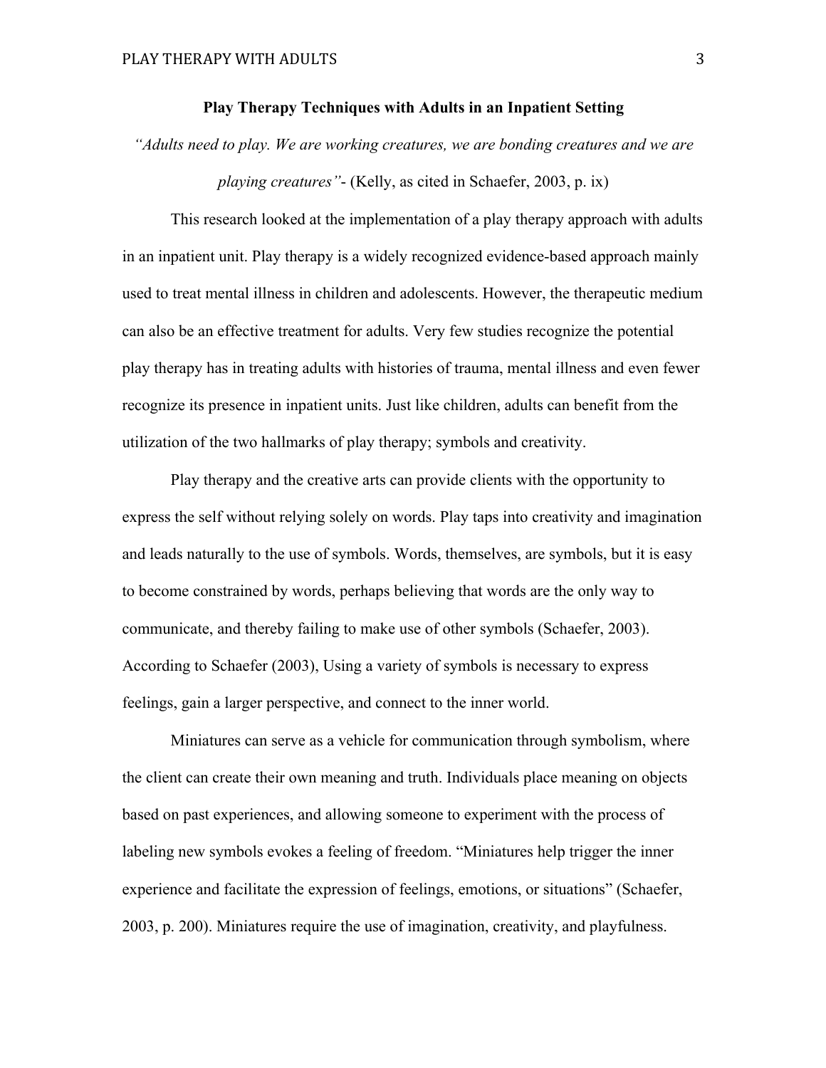# Play Therapy Techniques with Adults in an Inpatient Setting

*"Adults need to play. We are working creatures, we are bonding creatures and we are playing creatures"*- (Kelly, as cited in Schaefer, 2003, p. ix)

This research looked at the implementation of a play therapy approach with adults in an inpatient unit. Play therapy is a widely recognized evidence-based approach mainly used to treat mental illness in children and adolescents. However, the therapeutic medium can also be an effective treatment for adults. Very few studies recognize the potential play therapy has in treating adults with histories of trauma, mental illness and even fewer recognize its presence in inpatient units. Just like children, adults can benefit from the utilization of the two hallmarks of play therapy; symbols and creativity.

Play therapy and the creative arts can provide clients with the opportunity to express the self without relying solely on words. Play taps into creativity and imagination and leads naturally to the use of symbols. Words, themselves, are symbols, but it is easy to become constrained by words, perhaps believing that words are the only way to communicate, and thereby failing to make use of other symbols (Schaefer, 2003). According to Schaefer (2003), Using a variety of symbols is necessary to express feelings, gain a larger perspective, and connect to the inner world.

Miniatures can serve as a vehicle for communication through symbolism, where the client can create their own meaning and truth. Individuals place meaning on objects based on past experiences, and allowing someone to experiment with the process of labeling new symbols evokes a feeling of freedom. "Miniatures help trigger the inner experience and facilitate the expression of feelings, emotions, or situations" (Schaefer, 2003, p. 200). Miniatures require the use of imagination, creativity, and playfulness.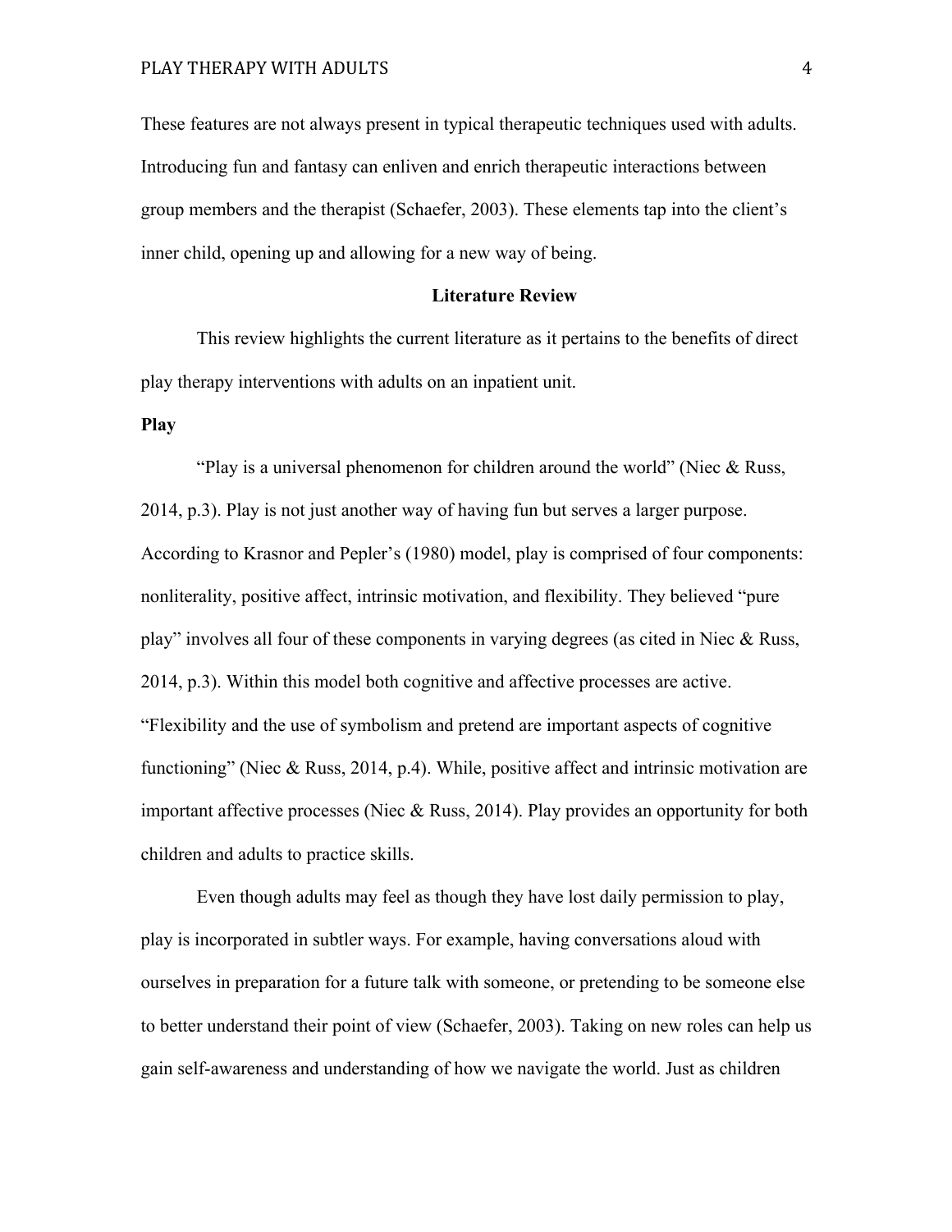These features are not always present in typical therapeutic techniques used with adults. Introducing fun and fantasy can enliven and enrich therapeutic interactions between group members and the therapist (Schaefer, 2003). These elements tap into the client's inner child, opening up and allowing for a new way of being.

## Literature Review

This review highlights the current literature as it pertains to the benefits of direct play therapy interventions with adults on an inpatient unit.

### Play

"Play is a universal phenomenon for children around the world" (Niec & Russ, 2014, p.3). Play is not just another way of having fun but serves a larger purpose. According to Krasnor and Pepler's (1980) model, play is comprised of four components: nonliterality, positive affect, intrinsic motivation, and flexibility. They believed "pure play" involves all four of these components in varying degrees (as cited in Niec & Russ, 2014, p.3). Within this model both cognitive and affective processes are active. "Flexibility and the use of symbolism and pretend are important aspects of cognitive functioning" (Niec & Russ, 2014, p.4). While, positive affect and intrinsic motivation are important affective processes (Niec & Russ, 2014). Play provides an opportunity for both children and adults to practice skills.

Even though adults may feel as though they have lost daily permission to play, play is incorporated in subtler ways. For example, having conversations aloud with ourselves in preparation for a future talk with someone, or pretending to be someone else to better understand their point of view (Schaefer, 2003). Taking on new roles can help us gain self-awareness and understanding of how we navigate the world. Just as children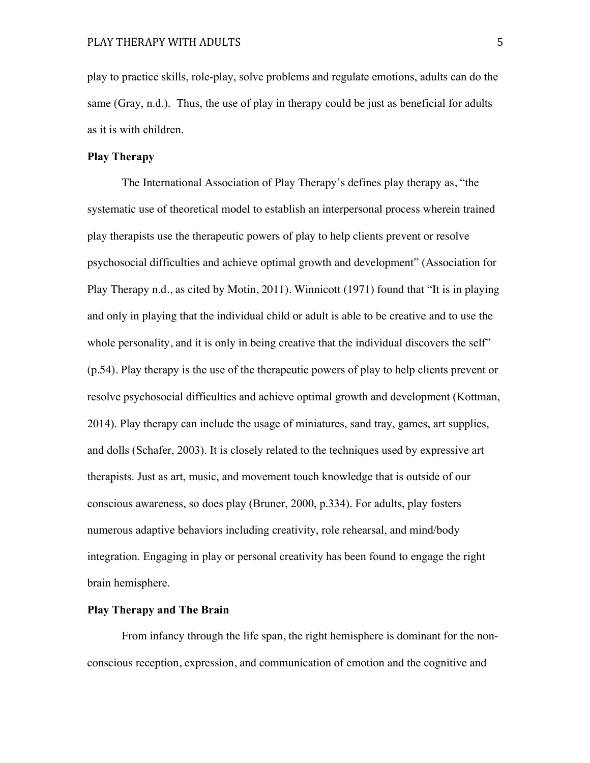play to practice skills, role-play, solve problems and regulate emotions, adults can do the same (Gray, n.d.). Thus, the use of play in therapy could be just as beneficial for adults as it is with children.

**Play Therapy**

The International Association of Play Therapy's defines play therapy as, "the systematic use of theoretical model to establish an interpersonal process wherein trained play therapists use the therapeutic powers of play to help clients prevent or resolve psychosocial difficulties and achieve optimal growth and development" (Association for Play Therapy n.d., as cited by Motin, 2011). Winnicott (1971) found that "It is in playing and only in playing that the individual child or adult is able to be creative and to use the whole personality, and it is only in being creative that the individual discovers the self" (p.54). Play therapy is the use of the therapeutic powers of play to help clients prevent or resolve psychosocial difficulties and achieve optimal growth and development (Kottman, 2014). Play therapy can include the usage of miniatures, sand tray, games, art supplies, and dolls (Schafer, 2003). It is closely related to the techniques used by expressive art therapists. Just as art, music, and movement touch knowledge that is outside of our conscious awareness, so does play (Bruner, 2000, p.334). For adults, play fosters numerous adaptive behaviors including creativity, role rehearsal, and mind/body integration. Engaging in play or personal creativity has been found to engage the right brain hemisphere.

**Play Therapy and The Brain**

From infancy through the life span, the right hemisphere is dominant for the non-conscious reception, expression, and communication of emotion and the cognitive and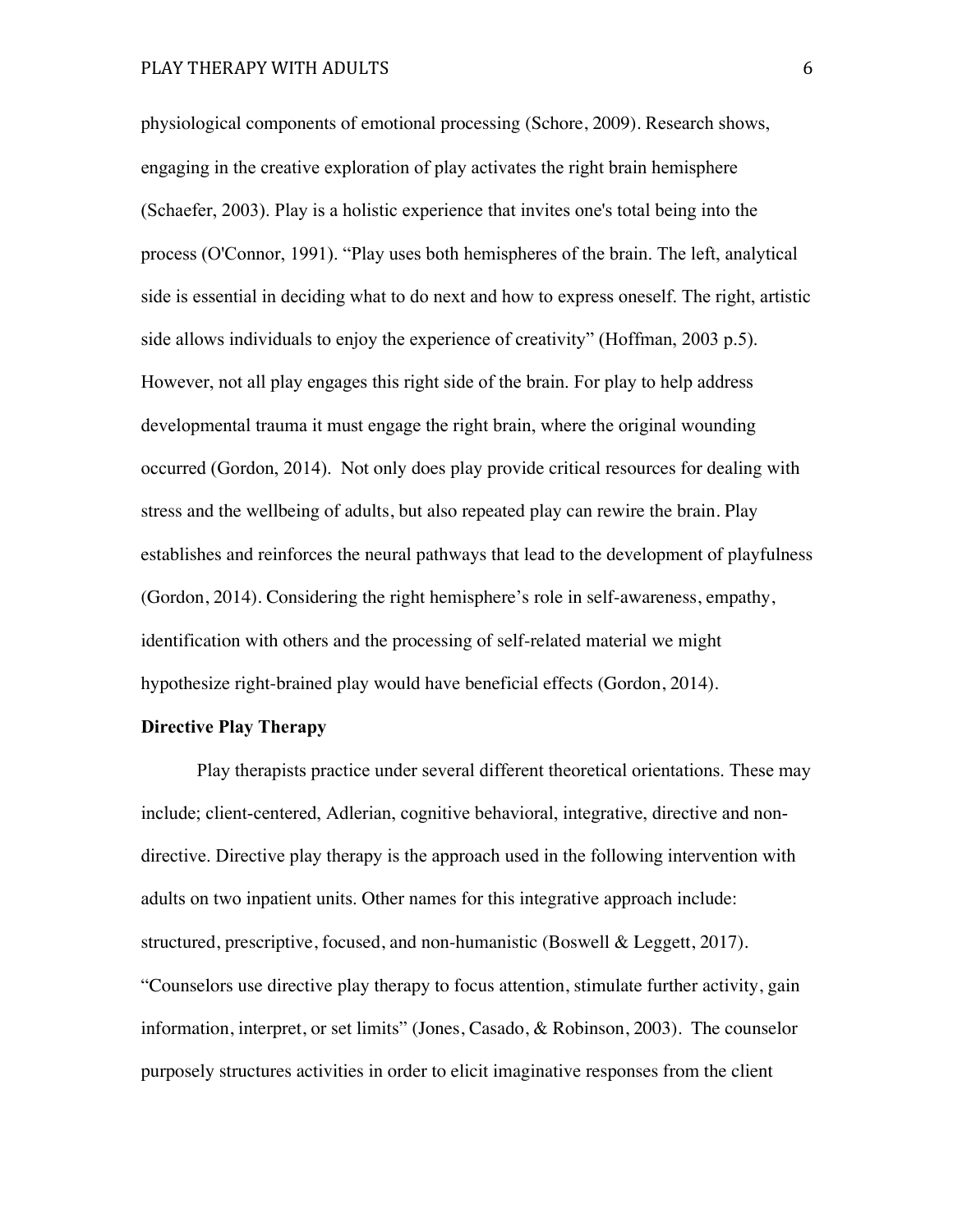physiological components of emotional processing (Schore, 2009). Research shows, engaging in the creative exploration of play activates the right brain hemisphere (Schaefer, 2003). Play is a holistic experience that invites one's total being into the process (O'Connor, 1991). "Play uses both hemispheres of the brain. The left, analytical side is essential in deciding what to do next and how to express oneself. The right, artistic side allows individuals to enjoy the experience of creativity" (Hoffman, 2003 p.5). However, not all play engages this right side of the brain. For play to help address developmental trauma it must engage the right brain, where the original wounding occurred (Gordon, 2014). Not only does play provide critical resources for dealing with stress and the wellbeing of adults, but also repeated play can rewire the brain. Play establishes and reinforces the neural pathways that lead to the development of playfulness (Gordon, 2014). Considering the right hemisphere's role in self-awareness, empathy, identification with others and the processing of self-related material we might hypothesize right-brained play would have beneficial effects (Gordon, 2014).

**Directive Play Therapy**

Play therapists practice under several different theoretical orientations. These may include; client-centered, Adlerian, cognitive behavioral, integrative, directive and non-directive. Directive play therapy is the approach used in the following intervention with adults on two inpatient units. Other names for this integrative approach include: structured, prescriptive, focused, and non-humanistic (Boswell & Leggett, 2017). "Counselors use directive play therapy to focus attention, stimulate further activity, gain information, interpret, or set limits" (Jones, Casado, & Robinson, 2003). The counselor purposely structures activities in order to elicit imaginative responses from the client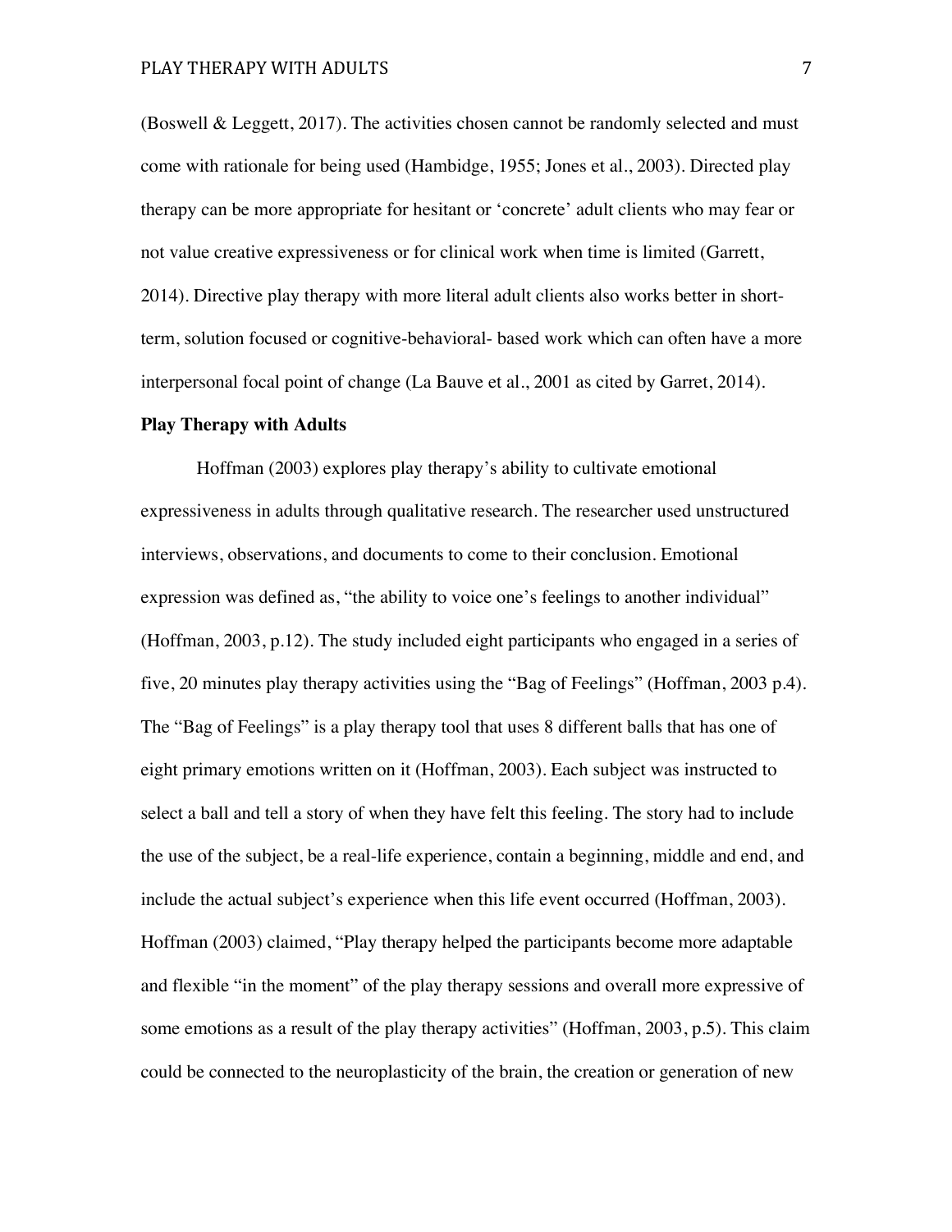(Boswell & Leggett, 2017). The activities chosen cannot be randomly selected and must come with rationale for being used (Hambidge, 1955; Jones et al., 2003). Directed play therapy can be more appropriate for hesitant or 'concrete' adult clients who may fear or not value creative expressiveness or for clinical work when time is limited (Garrett, 2014). Directive play therapy with more literal adult clients also works better in short-term, solution focused or cognitive-behavioral- based work which can often have a more interpersonal focal point of change (La Bauve et al., 2001 as cited by Garret, 2014).

**Play Therapy with Adults**

Hoffman (2003) explores play therapy's ability to cultivate emotional expressiveness in adults through qualitative research. The researcher used unstructured interviews, observations, and documents to come to their conclusion. Emotional expression was defined as, "the ability to voice one's feelings to another individual" (Hoffman, 2003, p.12). The study included eight participants who engaged in a series of five, 20 minutes play therapy activities using the "Bag of Feelings" (Hoffman, 2003 p.4). The "Bag of Feelings" is a play therapy tool that uses 8 different balls that has one of eight primary emotions written on it (Hoffman, 2003). Each subject was instructed to select a ball and tell a story of when they have felt this feeling. The story had to include the use of the subject, be a real-life experience, contain a beginning, middle and end, and include the actual subject's experience when this life event occurred (Hoffman, 2003). Hoffman (2003) claimed, "Play therapy helped the participants become more adaptable and flexible "in the moment" of the play therapy sessions and overall more expressive of some emotions as a result of the play therapy activities" (Hoffman, 2003, p.5). This claim could be connected to the neuroplasticity of the brain, the creation or generation of new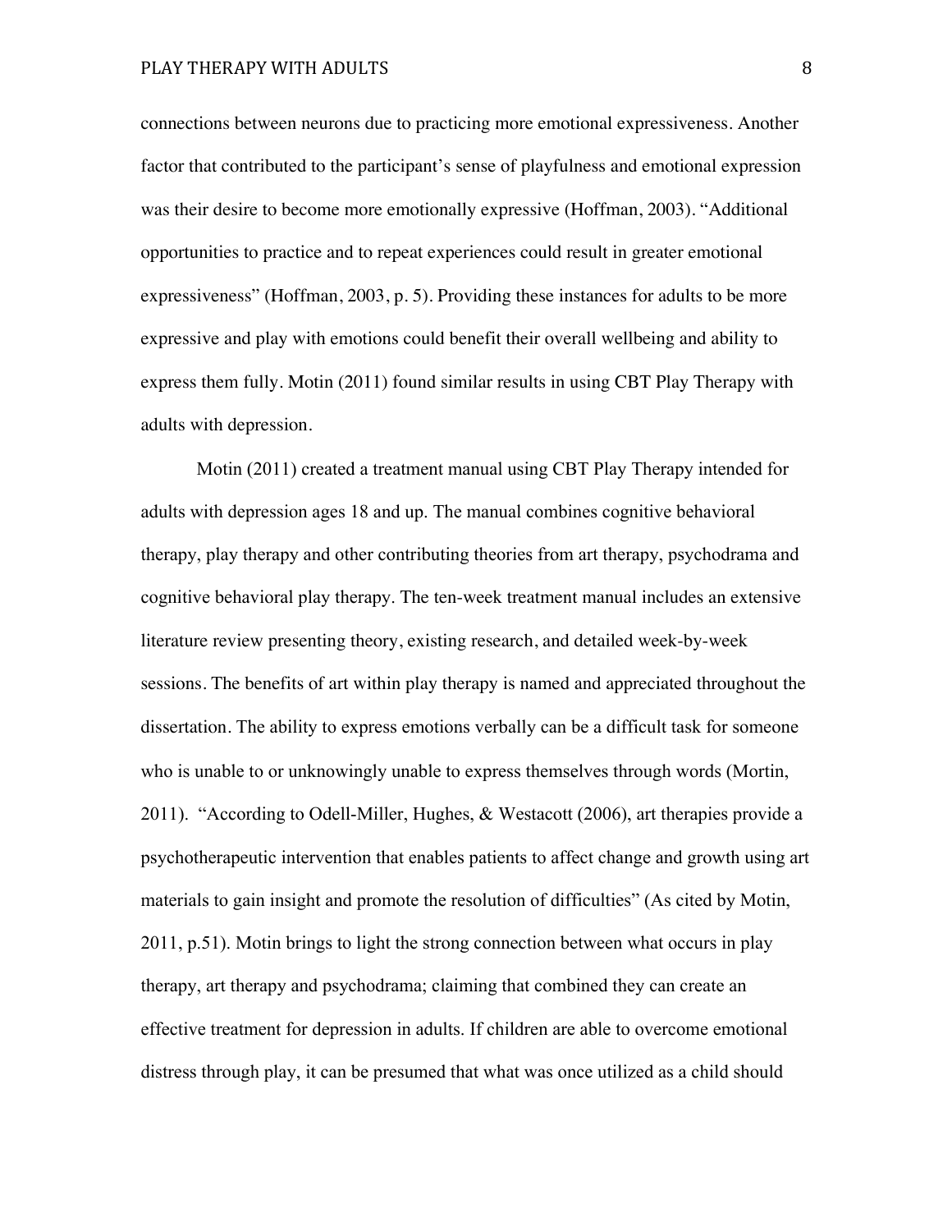connections between neurons due to practicing more emotional expressiveness. Another factor that contributed to the participant's sense of playfulness and emotional expression was their desire to become more emotionally expressive (Hoffman, 2003). "Additional opportunities to practice and to repeat experiences could result in greater emotional expressiveness" (Hoffman, 2003, p. 5). Providing these instances for adults to be more expressive and play with emotions could benefit their overall wellbeing and ability to express them fully. Motin (2011) found similar results in using CBT Play Therapy with adults with depression.

Motin (2011) created a treatment manual using CBT Play Therapy intended for adults with depression ages 18 and up. The manual combines cognitive behavioral therapy, play therapy and other contributing theories from art therapy, psychodrama and cognitive behavioral play therapy. The ten-week treatment manual includes an extensive literature review presenting theory, existing research, and detailed week-by-week sessions. The benefits of art within play therapy is named and appreciated throughout the dissertation. The ability to express emotions verbally can be a difficult task for someone who is unable to or unknowingly unable to express themselves through words (Mortin, 2011). "According to Odell-Miller, Hughes, & Westacott (2006), art therapies provide a psychotherapeutic intervention that enables patients to affect change and growth using art materials to gain insight and promote the resolution of difficulties" (As cited by Motin, 2011, p.51). Motin brings to light the strong connection between what occurs in play therapy, art therapy and psychodrama; claiming that combined they can create an effective treatment for depression in adults. If children are able to overcome emotional distress through play, it can be presumed that what was once utilized as a child should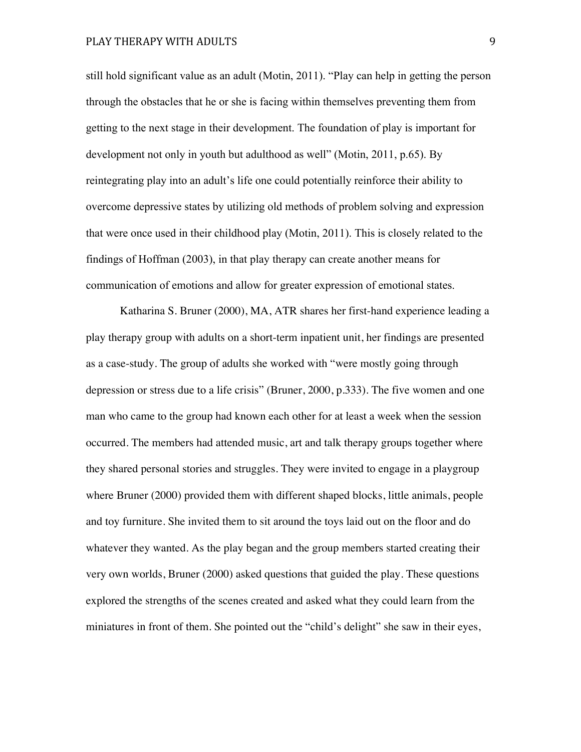still hold significant value as an adult (Motin, 2011). "Play can help in getting the person through the obstacles that he or she is facing within themselves preventing them from getting to the next stage in their development. The foundation of play is important for development not only in youth but adulthood as well" (Motin, 2011, p.65). By reintegrating play into an adult's life one could potentially reinforce their ability to overcome depressive states by utilizing old methods of problem solving and expression that were once used in their childhood play (Motin, 2011). This is closely related to the findings of Hoffman (2003), in that play therapy can create another means for communication of emotions and allow for greater expression of emotional states.

Katharina S. Bruner (2000), MA, ATR shares her first-hand experience leading a play therapy group with adults on a short-term inpatient unit, her findings are presented as a case-study. The group of adults she worked with "were mostly going through depression or stress due to a life crisis" (Bruner, 2000, p.333). The five women and one man who came to the group had known each other for at least a week when the session occurred. The members had attended music, art and talk therapy groups together where they shared personal stories and struggles. They were invited to engage in a playgroup where Bruner (2000) provided them with different shaped blocks, little animals, people and toy furniture. She invited them to sit around the toys laid out on the floor and do whatever they wanted. As the play began and the group members started creating their very own worlds, Bruner (2000) asked questions that guided the play. These questions explored the strengths of the scenes created and asked what they could learn from the miniatures in front of them. She pointed out the "child's delight" she saw in their eyes,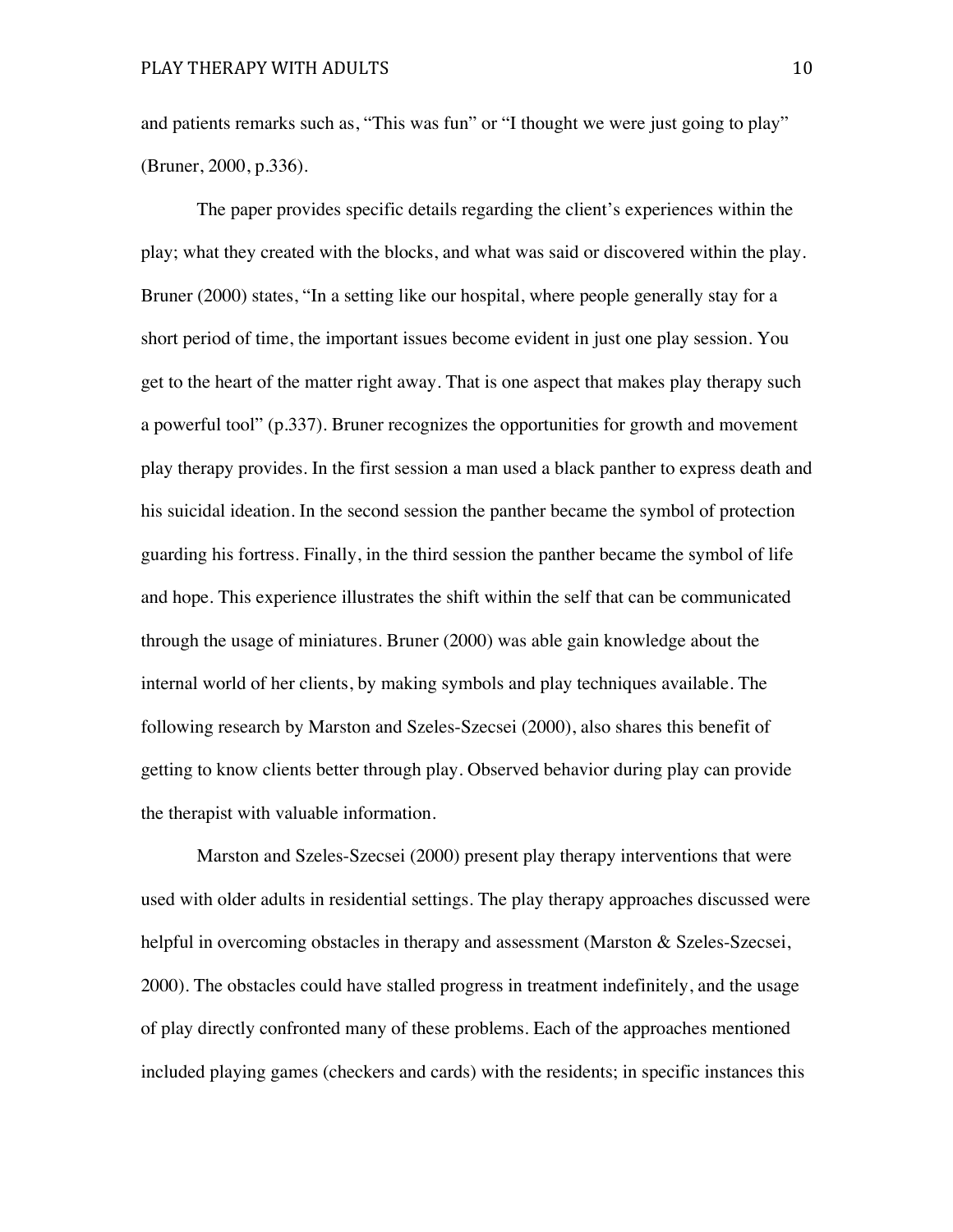and patients remarks such as, "This was fun" or "I thought we were just going to play" (Bruner, 2000, p.336).

The paper provides specific details regarding the client's experiences within the play; what they created with the blocks, and what was said or discovered within the play. Bruner (2000) states, "In a setting like our hospital, where people generally stay for a short period of time, the important issues become evident in just one play session. You get to the heart of the matter right away. That is one aspect that makes play therapy such a powerful tool" (p.337). Bruner recognizes the opportunities for growth and movement play therapy provides. In the first session a man used a black panther to express death and his suicidal ideation. In the second session the panther became the symbol of protection guarding his fortress. Finally, in the third session the panther became the symbol of life and hope. This experience illustrates the shift within the self that can be communicated through the usage of miniatures. Bruner (2000) was able gain knowledge about the internal world of her clients, by making symbols and play techniques available. The following research by Marston and Szeles-Szecsei (2000), also shares this benefit of getting to know clients better through play. Observed behavior during play can provide the therapist with valuable information.

Marston and Szeles-Szecsei (2000) present play therapy interventions that were used with older adults in residential settings. The play therapy approaches discussed were helpful in overcoming obstacles in therapy and assessment (Marston & Szeles-Szecsei, 2000). The obstacles could have stalled progress in treatment indefinitely, and the usage of play directly confronted many of these problems. Each of the approaches mentioned included playing games (checkers and cards) with the residents; in specific instances this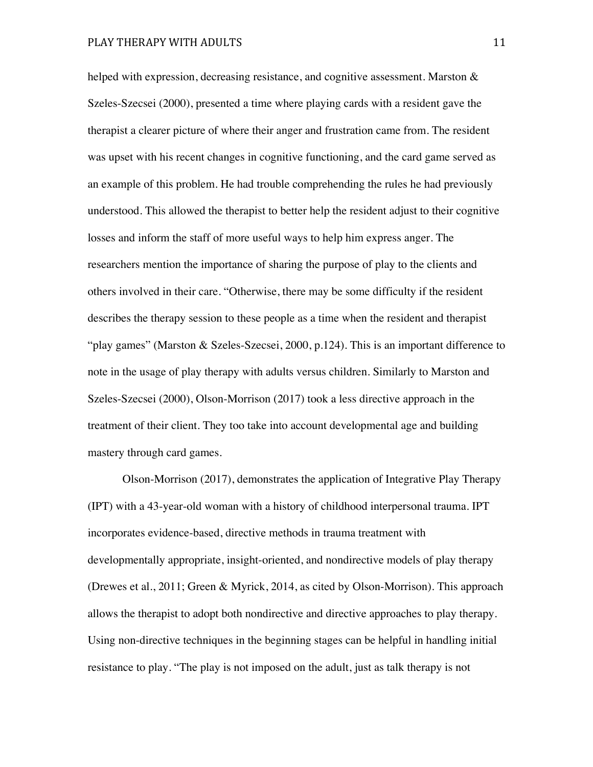helped with expression, decreasing resistance, and cognitive assessment. Marston & Szeles-Szecsei (2000), presented a time where playing cards with a resident gave the therapist a clearer picture of where their anger and frustration came from. The resident was upset with his recent changes in cognitive functioning, and the card game served as an example of this problem. He had trouble comprehending the rules he had previously understood. This allowed the therapist to better help the resident adjust to their cognitive losses and inform the staff of more useful ways to help him express anger. The researchers mention the importance of sharing the purpose of play to the clients and others involved in their care. "Otherwise, there may be some difficulty if the resident describes the therapy session to these people as a time when the resident and therapist "play games" (Marston & Szeles-Szecsei, 2000, p.124). This is an important difference to note in the usage of play therapy with adults versus children. Similarly to Marston and Szeles-Szecsei (2000), Olson-Morrison (2017) took a less directive approach in the treatment of their client. They too take into account developmental age and building mastery through card games.

Olson-Morrison (2017), demonstrates the application of Integrative Play Therapy (IPT) with a 43-year-old woman with a history of childhood interpersonal trauma. IPT incorporates evidence-based, directive methods in trauma treatment with developmentally appropriate, insight-oriented, and nondirective models of play therapy (Drewes et al., 2011; Green & Myrick, 2014, as cited by Olson-Morrison). This approach allows the therapist to adopt both nondirective and directive approaches to play therapy. Using non-directive techniques in the beginning stages can be helpful in handling initial resistance to play. "The play is not imposed on the adult, just as talk therapy is not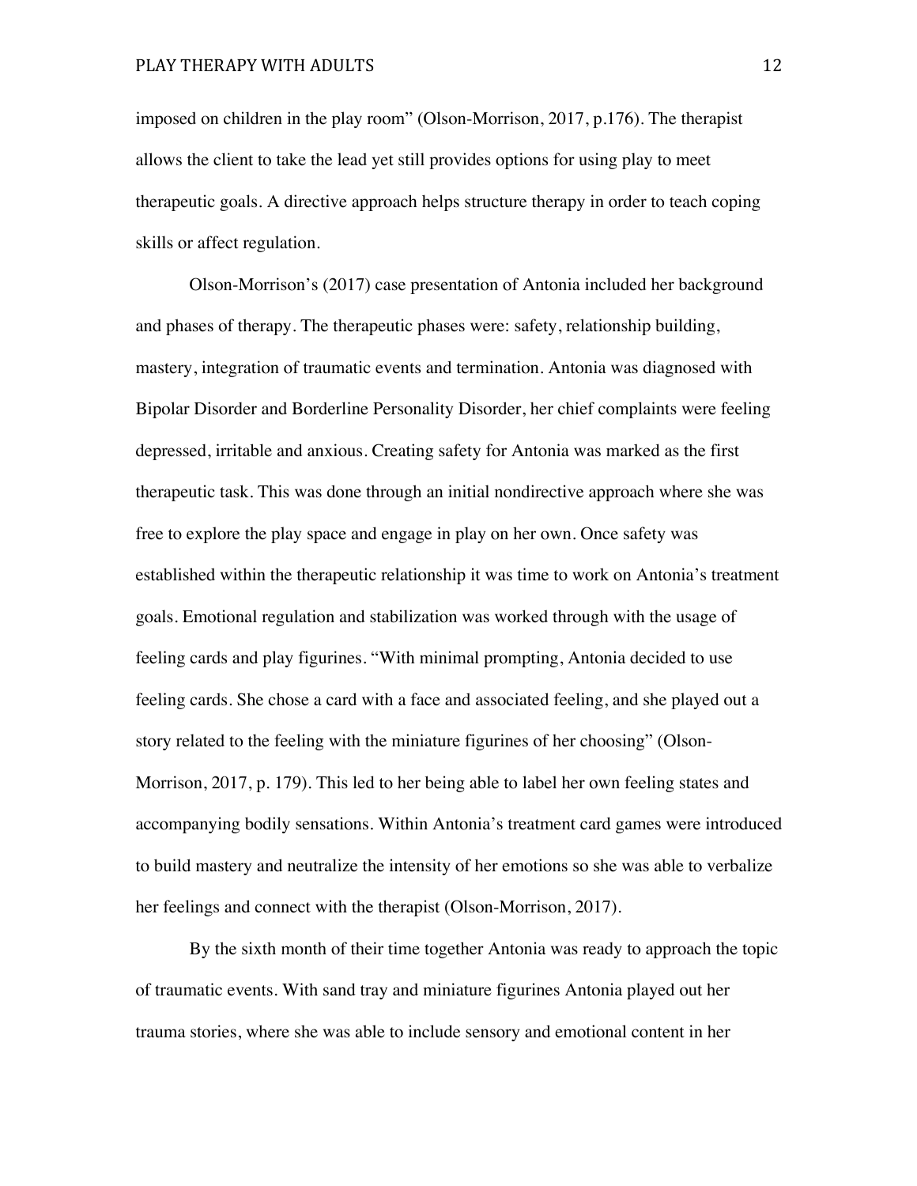imposed on children in the play room" (Olson-Morrison, 2017, p.176). The therapist allows the client to take the lead yet still provides options for using play to meet therapeutic goals. A directive approach helps structure therapy in order to teach coping skills or affect regulation.

Olson-Morrison's (2017) case presentation of Antonia included her background and phases of therapy. The therapeutic phases were: safety, relationship building, mastery, integration of traumatic events and termination. Antonia was diagnosed with Bipolar Disorder and Borderline Personality Disorder, her chief complaints were feeling depressed, irritable and anxious. Creating safety for Antonia was marked as the first therapeutic task. This was done through an initial nondirective approach where she was free to explore the play space and engage in play on her own. Once safety was established within the therapeutic relationship it was time to work on Antonia's treatment goals. Emotional regulation and stabilization was worked through with the usage of feeling cards and play figurines. "With minimal prompting, Antonia decided to use feeling cards. She chose a card with a face and associated feeling, and she played out a story related to the feeling with the miniature figurines of her choosing" (Olson-Morrison, 2017, p. 179). This led to her being able to label her own feeling states and accompanying bodily sensations. Within Antonia's treatment card games were introduced to build mastery and neutralize the intensity of her emotions so she was able to verbalize her feelings and connect with the therapist (Olson-Morrison, 2017).

By the sixth month of their time together Antonia was ready to approach the topic of traumatic events. With sand tray and miniature figurines Antonia played out her trauma stories, where she was able to include sensory and emotional content in her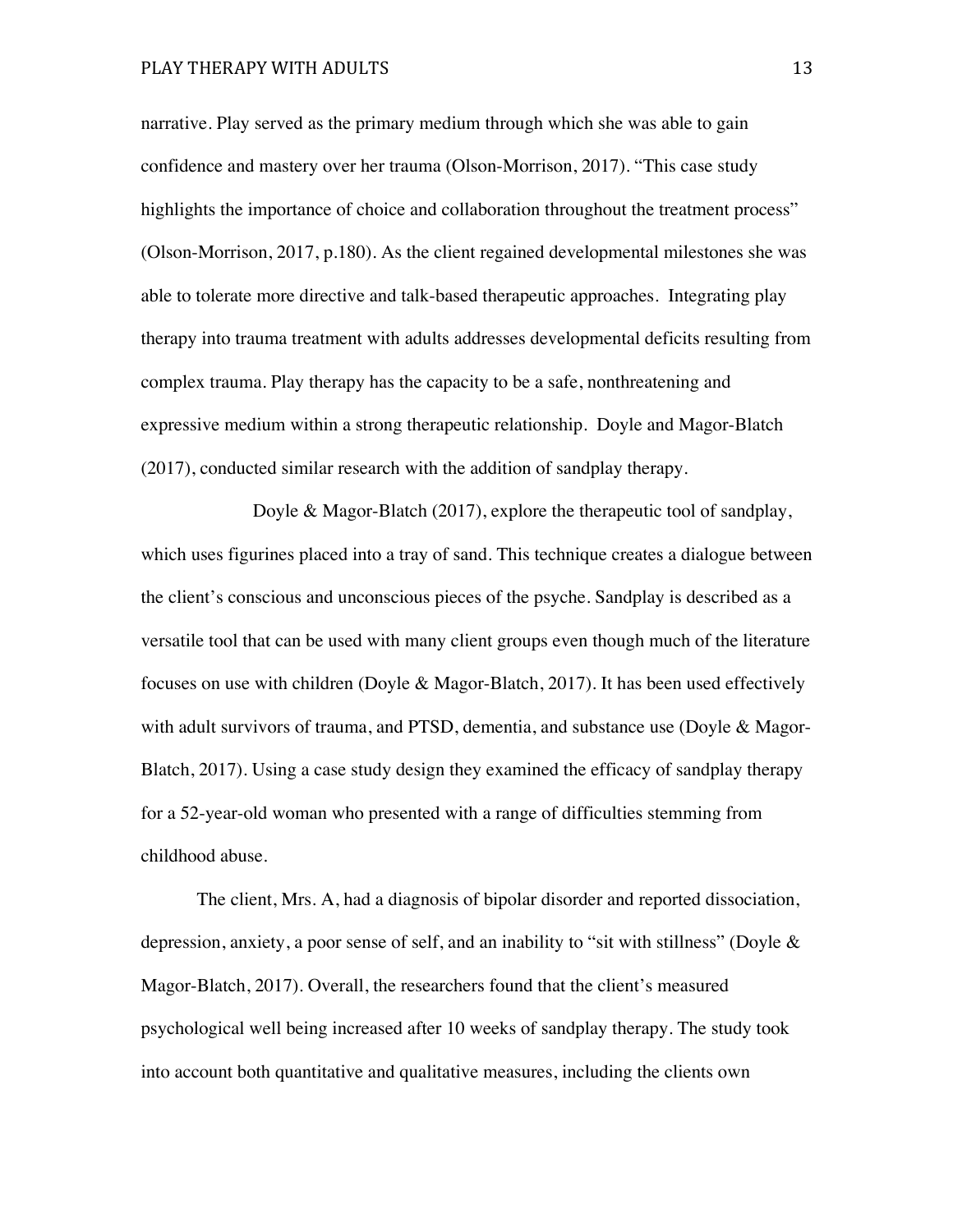narrative. Play served as the primary medium through which she was able to gain confidence and mastery over her trauma (Olson-Morrison, 2017). "This case study highlights the importance of choice and collaboration throughout the treatment process" (Olson-Morrison, 2017, p.180). As the client regained developmental milestones she was able to tolerate more directive and talk-based therapeutic approaches. Integrating play therapy into trauma treatment with adults addresses developmental deficits resulting from complex trauma. Play therapy has the capacity to be a safe, nonthreatening and expressive medium within a strong therapeutic relationship. Doyle and Magor-Blatch (2017), conducted similar research with the addition of sandplay therapy.

Doyle & Magor-Blatch (2017), explore the therapeutic tool of sandplay, which uses figurines placed into a tray of sand. This technique creates a dialogue between the client's conscious and unconscious pieces of the psyche. Sandplay is described as a versatile tool that can be used with many client groups even though much of the literature focuses on use with children (Doyle & Magor-Blatch, 2017). It has been used effectively with adult survivors of trauma, and PTSD, dementia, and substance use (Doyle & Magor-Blatch, 2017). Using a case study design they examined the efficacy of sandplay therapy for a 52-year-old woman who presented with a range of difficulties stemming from childhood abuse.

The client, Mrs. A, had a diagnosis of bipolar disorder and reported dissociation, depression, anxiety, a poor sense of self, and an inability to "sit with stillness" (Doyle & Magor-Blatch, 2017). Overall, the researchers found that the client's measured psychological well being increased after 10 weeks of sandplay therapy. The study took into account both quantitative and qualitative measures, including the clients own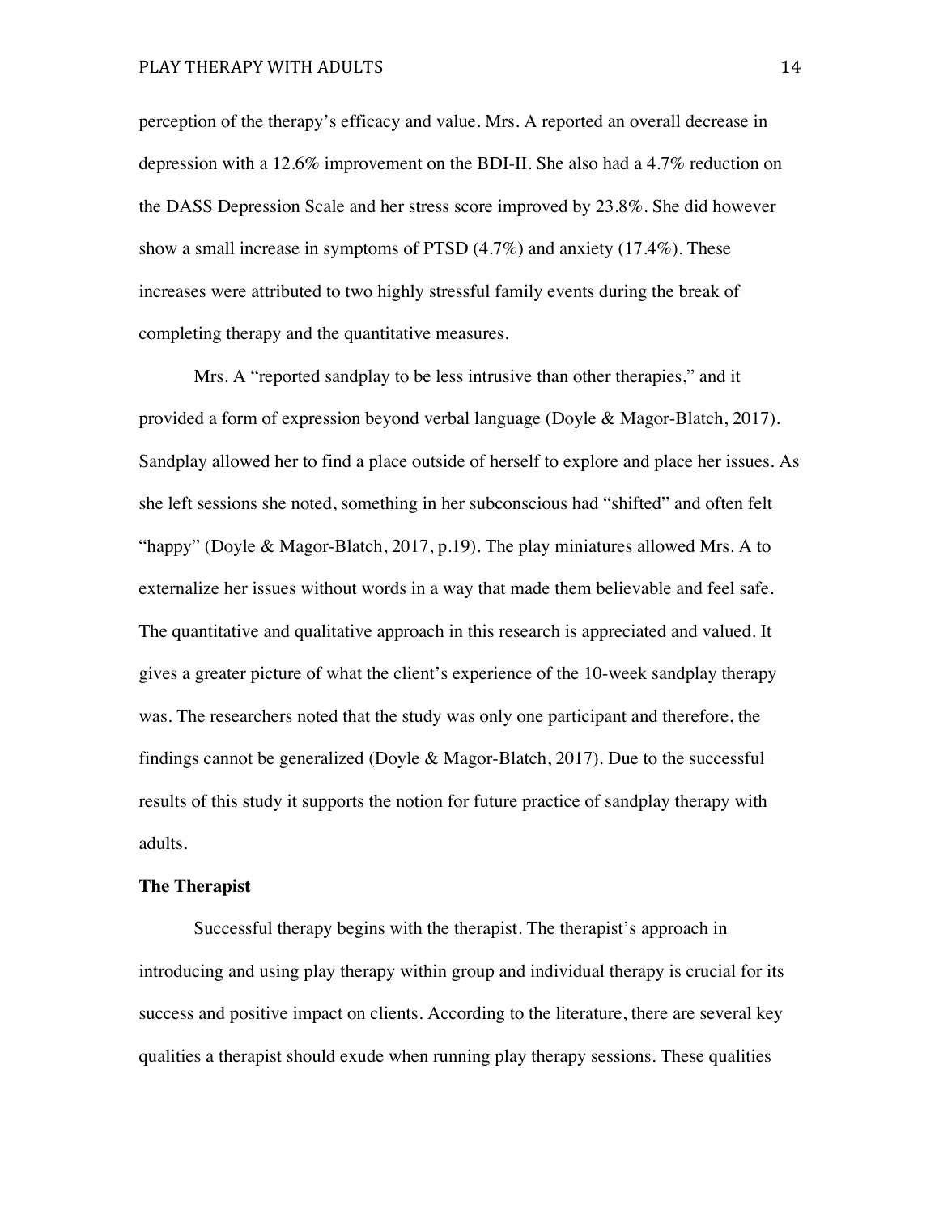perception of the therapy's efficacy and value. Mrs. A reported an overall decrease in depression with a 12.6% improvement on the BDI-II. She also had a 4.7% reduction on the DASS Depression Scale and her stress score improved by 23.8%. She did however show a small increase in symptoms of PTSD (4.7%) and anxiety (17.4%). These increases were attributed to two highly stressful family events during the break of completing therapy and the quantitative measures.

Mrs. A "reported sandplay to be less intrusive than other therapies," and it provided a form of expression beyond verbal language (Doyle & Magor-Blatch, 2017). Sandplay allowed her to find a place outside of herself to explore and place her issues. As she left sessions she noted, something in her subconscious had "shifted" and often felt "happy" (Doyle & Magor-Blatch, 2017, p.19). The play miniatures allowed Mrs. A to externalize her issues without words in a way that made them believable and feel safe. The quantitative and qualitative approach in this research is appreciated and valued. It gives a greater picture of what the client's experience of the 10-week sandplay therapy was. The researchers noted that the study was only one participant and therefore, the findings cannot be generalized (Doyle & Magor-Blatch, 2017). Due to the successful results of this study it supports the notion for future practice of sandplay therapy with adults.

**The Therapist**

Successful therapy begins with the therapist. The therapist's approach in introducing and using play therapy within group and individual therapy is crucial for its success and positive impact on clients. According to the literature, there are several key qualities a therapist should exude when running play therapy sessions. These qualities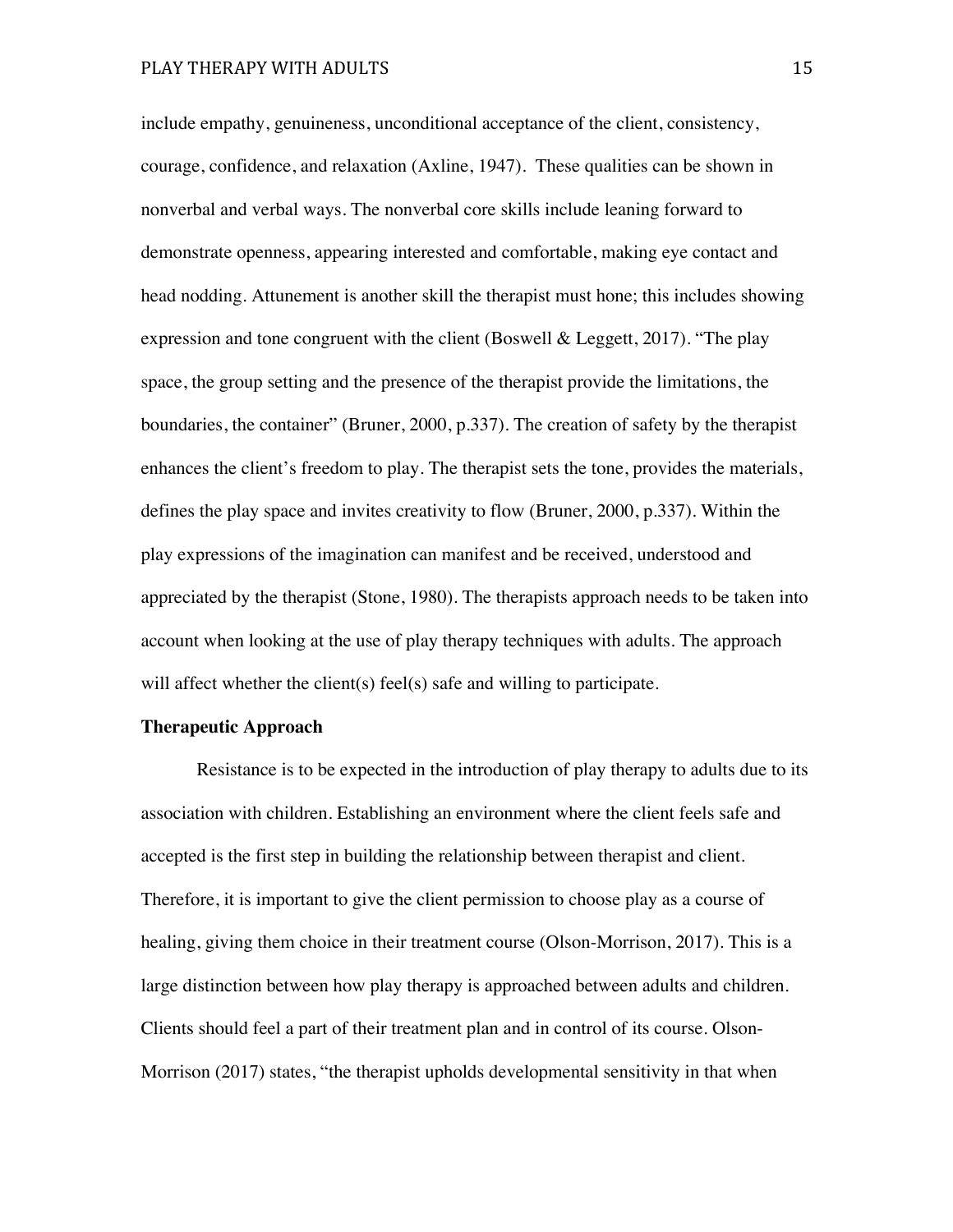include empathy, genuineness, unconditional acceptance of the client, consistency, courage, confidence, and relaxation (Axline, 1947). These qualities can be shown in nonverbal and verbal ways. The nonverbal core skills include leaning forward to demonstrate openness, appearing interested and comfortable, making eye contact and head nodding. Attunement is another skill the therapist must hone; this includes showing expression and tone congruent with the client (Boswell & Leggett, 2017). "The play space, the group setting and the presence of the therapist provide the limitations, the boundaries, the container" (Bruner, 2000, p.337). The creation of safety by the therapist enhances the client's freedom to play. The therapist sets the tone, provides the materials, defines the play space and invites creativity to flow (Bruner, 2000, p.337). Within the play expressions of the imagination can manifest and be received, understood and appreciated by the therapist (Stone, 1980). The therapists approach needs to be taken into account when looking at the use of play therapy techniques with adults. The approach will affect whether the client(s) feel(s) safe and willing to participate.

**Therapeutic Approach**

Resistance is to be expected in the introduction of play therapy to adults due to its association with children. Establishing an environment where the client feels safe and accepted is the first step in building the relationship between therapist and client. Therefore, it is important to give the client permission to choose play as a course of healing, giving them choice in their treatment course (Olson-Morrison, 2017). This is a large distinction between how play therapy is approached between adults and children. Clients should feel a part of their treatment plan and in control of its course. Olson-Morrison (2017) states, "the therapist upholds developmental sensitivity in that when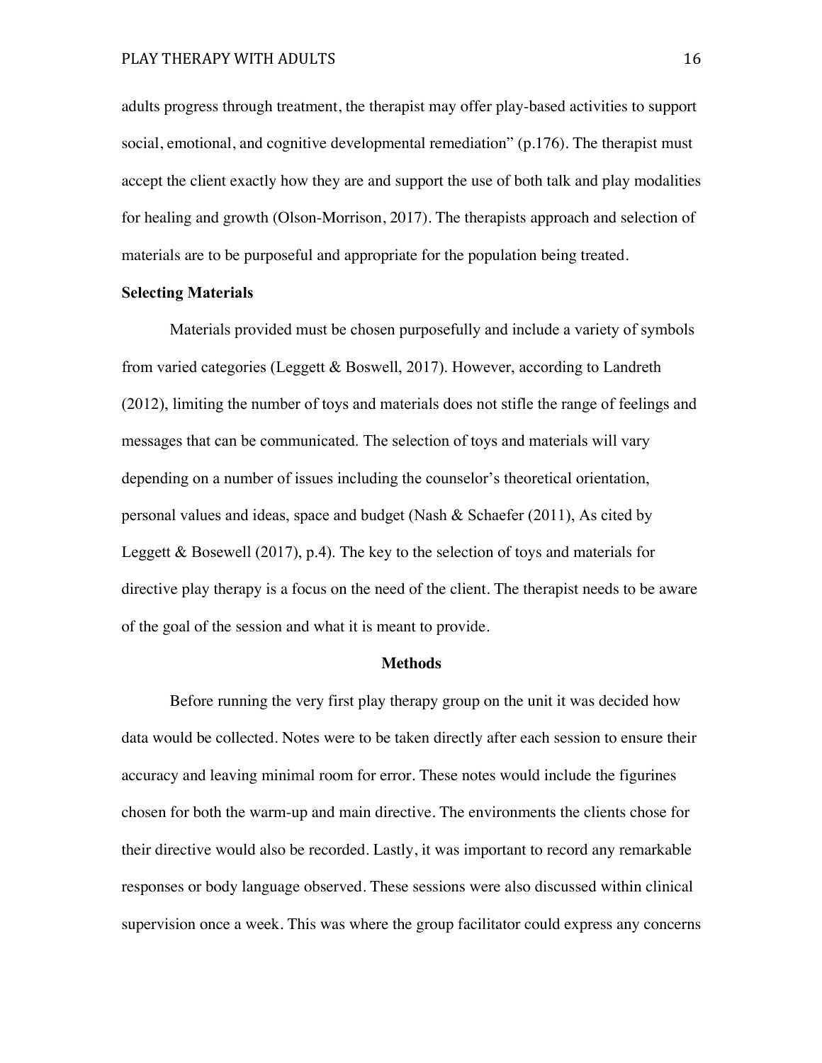adults progress through treatment, the therapist may offer play-based activities to support social, emotional, and cognitive developmental remediation" (p.176). The therapist must accept the client exactly how they are and support the use of both talk and play modalities for healing and growth (Olson-Morrison, 2017). The therapists approach and selection of materials are to be purposeful and appropriate for the population being treated.

**Selecting Materials**

Materials provided must be chosen purposefully and include a variety of symbols from varied categories (Leggett & Boswell, 2017). However, according to Landreth (2012), limiting the number of toys and materials does not stifle the range of feelings and messages that can be communicated. The selection of toys and materials will vary depending on a number of issues including the counselor's theoretical orientation, personal values and ideas, space and budget (Nash & Schaefer (2011), As cited by Leggett & Bosewell (2017), p.4). The key to the selection of toys and materials for directive play therapy is a focus on the need of the client. The therapist needs to be aware of the goal of the session and what it is meant to provide.

## Methods

Before running the very first play therapy group on the unit it was decided how data would be collected. Notes were to be taken directly after each session to ensure their accuracy and leaving minimal room for error. These notes would include the figurines chosen for both the warm-up and main directive. The environments the clients chose for their directive would also be recorded. Lastly, it was important to record any remarkable responses or body language observed. These sessions were also discussed within clinical supervision once a week. This was where the group facilitator could express any concerns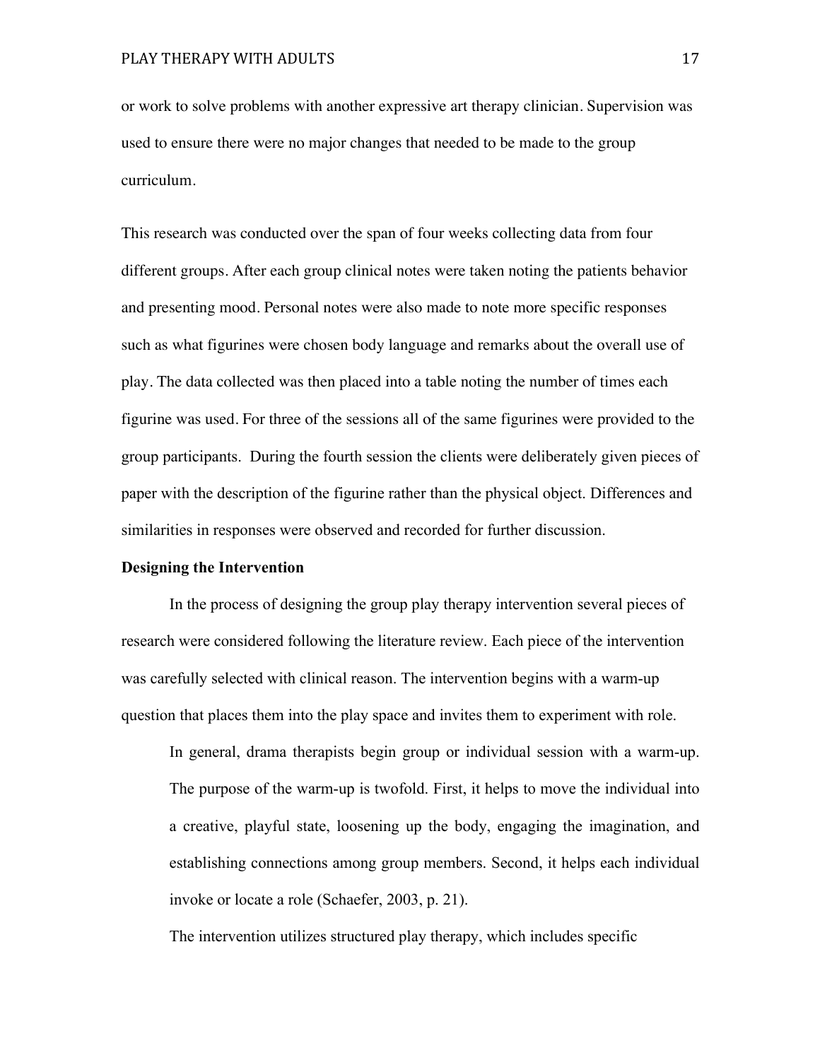or work to solve problems with another expressive art therapy clinician. Supervision was used to ensure there were no major changes that needed to be made to the group curriculum.

This research was conducted over the span of four weeks collecting data from four different groups. After each group clinical notes were taken noting the patients behavior and presenting mood. Personal notes were also made to note more specific responses such as what figurines were chosen body language and remarks about the overall use of play. The data collected was then placed into a table noting the number of times each figurine was used. For three of the sessions all of the same figurines were provided to the group participants. During the fourth session the clients were deliberately given pieces of paper with the description of the figurine rather than the physical object. Differences and similarities in responses were observed and recorded for further discussion.

**Designing the Intervention**

In the process of designing the group play therapy intervention several pieces of research were considered following the literature review. Each piece of the intervention was carefully selected with clinical reason. The intervention begins with a warm-up question that places them into the play space and invites them to experiment with role.

> In general, drama therapists begin group or individual session with a warm-up. The purpose of the warm-up is twofold. First, it helps to move the individual into a creative, playful state, loosening up the body, engaging the imagination, and establishing connections among group members. Second, it helps each individual invoke or locate a role (Schaefer, 2003, p. 21).

The intervention utilizes structured play therapy, which includes specific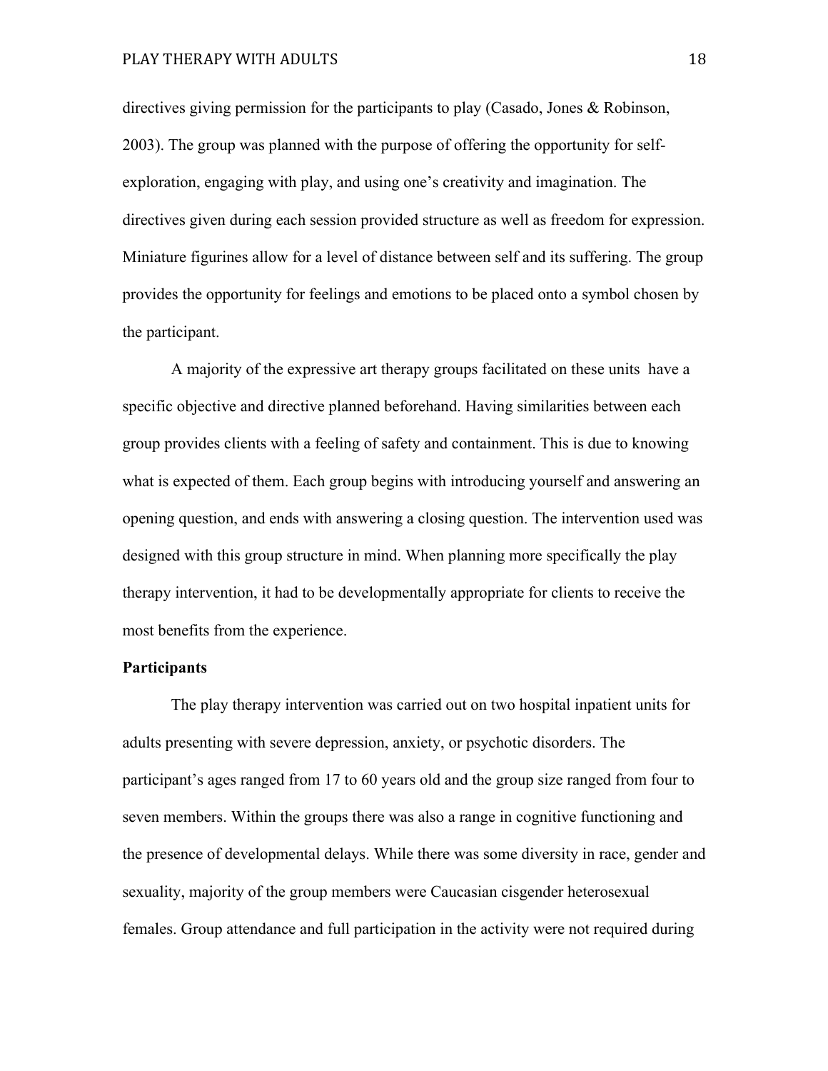directives giving permission for the participants to play (Casado, Jones & Robinson, 2003). The group was planned with the purpose of offering the opportunity for self-exploration, engaging with play, and using one's creativity and imagination. The directives given during each session provided structure as well as freedom for expression. Miniature figurines allow for a level of distance between self and its suffering. The group provides the opportunity for feelings and emotions to be placed onto a symbol chosen by the participant.

A majority of the expressive art therapy groups facilitated on these units have a specific objective and directive planned beforehand. Having similarities between each group provides clients with a feeling of safety and containment. This is due to knowing what is expected of them. Each group begins with introducing yourself and answering an opening question, and ends with answering a closing question. The intervention used was designed with this group structure in mind. When planning more specifically the play therapy intervention, it had to be developmentally appropriate for clients to receive the most benefits from the experience.

**Participants**

The play therapy intervention was carried out on two hospital inpatient units for adults presenting with severe depression, anxiety, or psychotic disorders. The participant's ages ranged from 17 to 60 years old and the group size ranged from four to seven members. Within the groups there was also a range in cognitive functioning and the presence of developmental delays. While there was some diversity in race, gender and sexuality, majority of the group members were Caucasian cisgender heterosexual females. Group attendance and full participation in the activity were not required during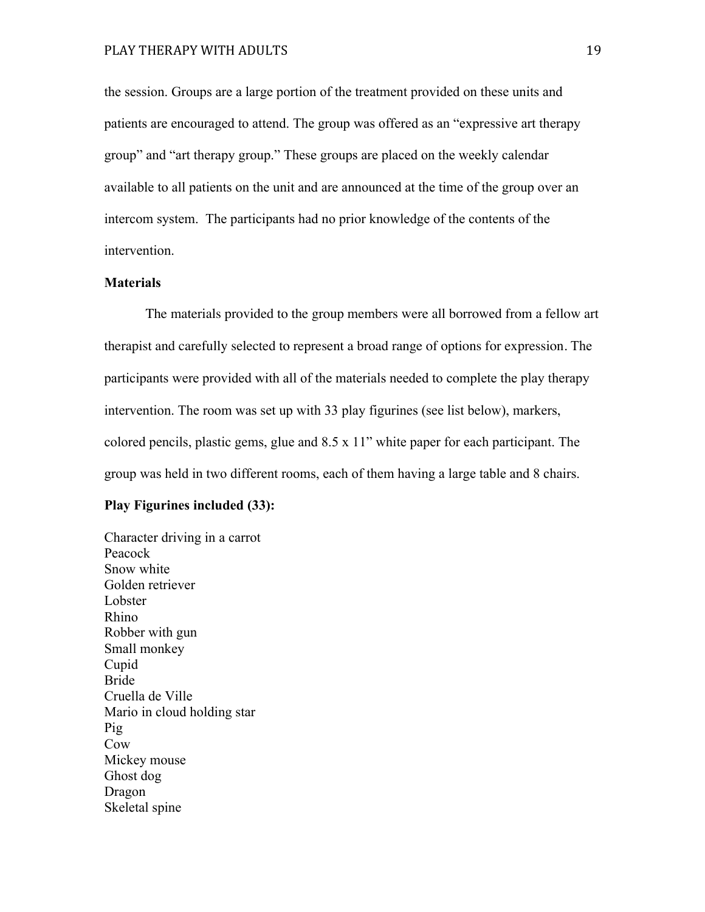the session. Groups are a large portion of the treatment provided on these units and patients are encouraged to attend. The group was offered as an "expressive art therapy group" and "art therapy group." These groups are placed on the weekly calendar available to all patients on the unit and are announced at the time of the group over an intercom system.  The participants had no prior knowledge of the contents of the intervention.

**Materials**

The materials provided to the group members were all borrowed from a fellow art therapist and carefully selected to represent a broad range of options for expression. The participants were provided with all of the materials needed to complete the play therapy intervention. The room was set up with 33 play figurines (see list below), markers, colored pencils, plastic gems, glue and 8.5 x 11" white paper for each participant. The group was held in two different rooms, each of them having a large table and 8 chairs.

**Play Figurines included (33):**

Character driving in a carrot
Peacock
Snow white
Golden retriever
Lobster
Rhino
Robber with gun
Small monkey
Cupid
Bride
Cruella de Ville
Mario in cloud holding star
Pig
Cow
Mickey mouse
Ghost dog
Dragon
Skeletal spine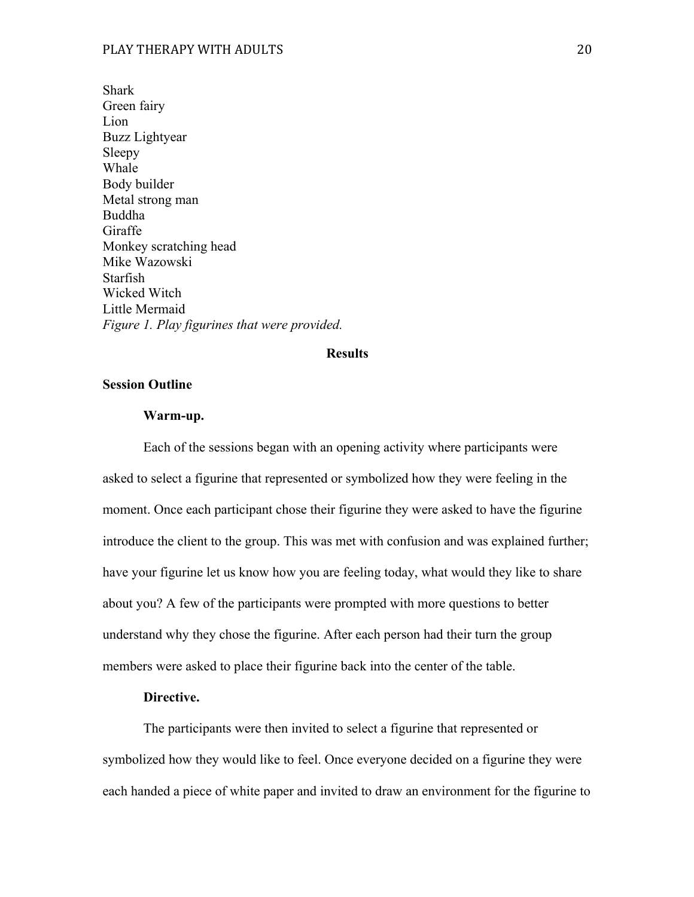Shark
Green fairy
Lion
Buzz Lightyear
Sleepy
Whale
Body builder
Metal strong man
Buddha
Giraffe
Monkey scratching head
Mike Wazowski
Starfish
Wicked Witch
Little Mermaid

*Figure 1. Play figurines that were provided.*

## Results

### Session Outline

#### Warm-up.

Each of the sessions began with an opening activity where participants were asked to select a figurine that represented or symbolized how they were feeling in the moment. Once each participant chose their figurine they were asked to have the figurine introduce the client to the group. This was met with confusion and was explained further; have your figurine let us know how you are feeling today, what would they like to share about you? A few of the participants were prompted with more questions to better understand why they chose the figurine. After each person had their turn the group members were asked to place their figurine back into the center of the table.

#### Directive.

The participants were then invited to select a figurine that represented or symbolized how they would like to feel. Once everyone decided on a figurine they were each handed a piece of white paper and invited to draw an environment for the figurine to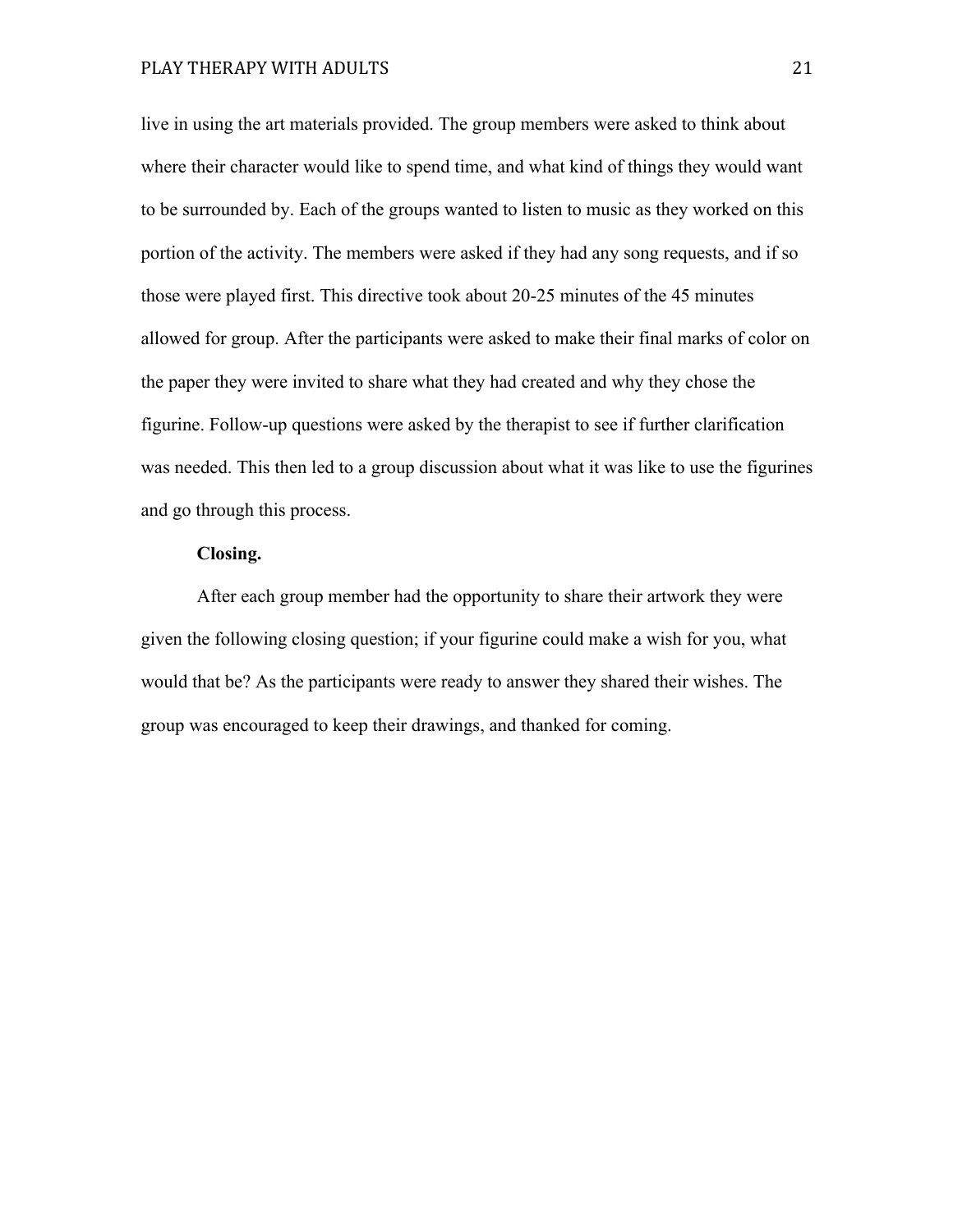live in using the art materials provided. The group members were asked to think about where their character would like to spend time, and what kind of things they would want to be surrounded by. Each of the groups wanted to listen to music as they worked on this portion of the activity. The members were asked if they had any song requests, and if so those were played first. This directive took about 20-25 minutes of the 45 minutes allowed for group. After the participants were asked to make their final marks of color on the paper they were invited to share what they had created and why they chose the figurine. Follow-up questions were asked by the therapist to see if further clarification was needed. This then led to a group discussion about what it was like to use the figurines and go through this process.

**Closing.**

After each group member had the opportunity to share their artwork they were given the following closing question; if your figurine could make a wish for you, what would that be? As the participants were ready to answer they shared their wishes. The group was encouraged to keep their drawings, and thanked for coming.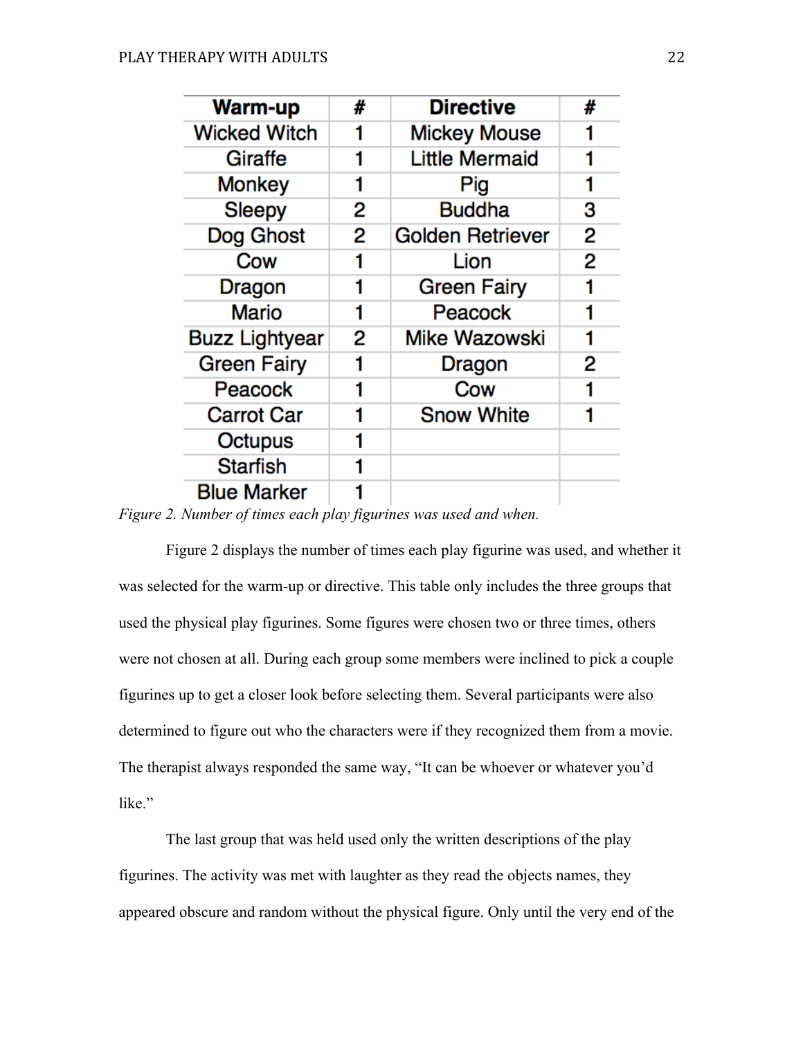| Warm-up | # | Directive | # |
|---|---|---|---|
| Wicked Witch | 1 | Mickey Mouse | 1 |
| Giraffe | 1 | Little Mermaid | 1 |
| Monkey | 1 | Pig | 1 |
| Sleepy | 2 | Buddha | 3 |
| Dog Ghost | 2 | Golden Retriever | 2 |
| Cow | 1 | Lion | 2 |
| Dragon | 1 | Green Fairy | 1 |
| Mario | 1 | Peacock | 1 |
| Buzz Lightyear | 2 | Mike Wazowski | 1 |
| Green Fairy | 1 | Dragon | 2 |
| Peacock | 1 | Cow | 1 |
| Carrot Car | 1 | Snow White | 1 |
| Octupus | 1 | | |
| Starfish | 1 | | |
| Blue Marker | 1 | | |

*Figure 2. Number of times each play figurines was used and when.*

Figure 2 displays the number of times each play figurine was used, and whether it was selected for the warm-up or directive. This table only includes the three groups that used the physical play figurines. Some figures were chosen two or three times, others were not chosen at all. During each group some members were inclined to pick a couple figurines up to get a closer look before selecting them. Several participants were also determined to figure out who the characters were if they recognized them from a movie. The therapist always responded the same way, "It can be whoever or whatever you'd like."

The last group that was held used only the written descriptions of the play figurines. The activity was met with laughter as they read the objects names, they appeared obscure and random without the physical figure. Only until the very end of the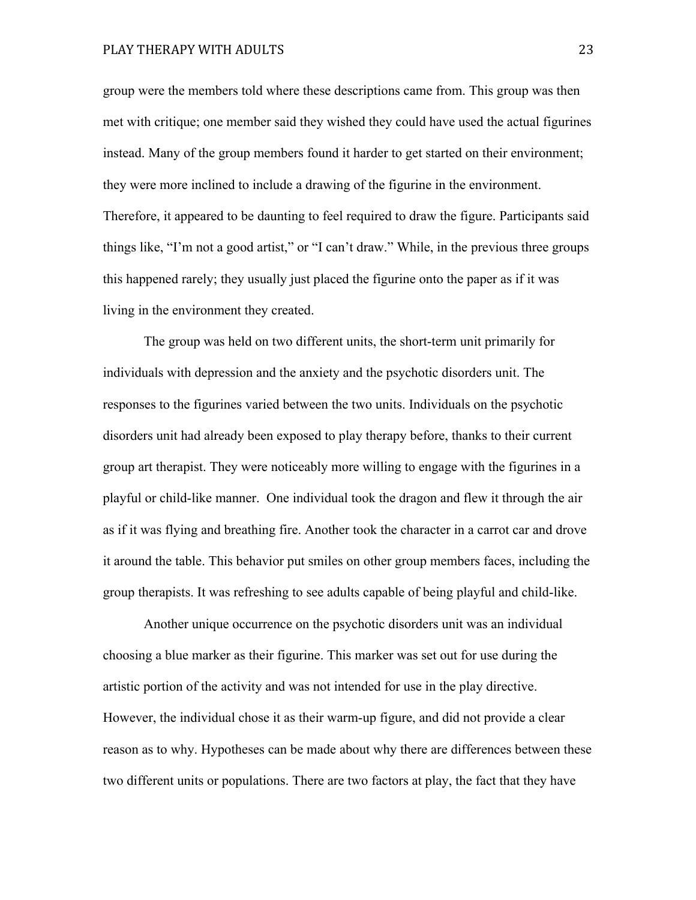group were the members told where these descriptions came from. This group was then met with critique; one member said they wished they could have used the actual figurines instead. Many of the group members found it harder to get started on their environment; they were more inclined to include a drawing of the figurine in the environment. Therefore, it appeared to be daunting to feel required to draw the figure. Participants said things like, "I'm not a good artist," or "I can't draw." While, in the previous three groups this happened rarely; they usually just placed the figurine onto the paper as if it was living in the environment they created.

The group was held on two different units, the short-term unit primarily for individuals with depression and the anxiety and the psychotic disorders unit. The responses to the figurines varied between the two units. Individuals on the psychotic disorders unit had already been exposed to play therapy before, thanks to their current group art therapist. They were noticeably more willing to engage with the figurines in a playful or child-like manner. One individual took the dragon and flew it through the air as if it was flying and breathing fire. Another took the character in a carrot car and drove it around the table. This behavior put smiles on other group members faces, including the group therapists. It was refreshing to see adults capable of being playful and child-like.

Another unique occurrence on the psychotic disorders unit was an individual choosing a blue marker as their figurine. This marker was set out for use during the artistic portion of the activity and was not intended for use in the play directive. However, the individual chose it as their warm-up figure, and did not provide a clear reason as to why. Hypotheses can be made about why there are differences between these two different units or populations. There are two factors at play, the fact that they have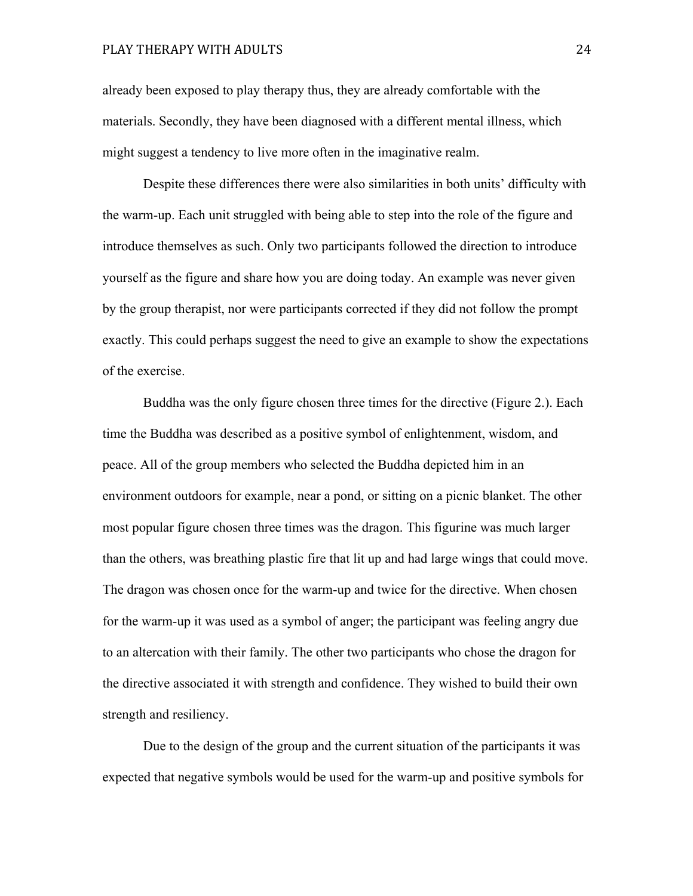already been exposed to play therapy thus, they are already comfortable with the materials. Secondly, they have been diagnosed with a different mental illness, which might suggest a tendency to live more often in the imaginative realm.

Despite these differences there were also similarities in both units' difficulty with the warm-up. Each unit struggled with being able to step into the role of the figure and introduce themselves as such. Only two participants followed the direction to introduce yourself as the figure and share how you are doing today. An example was never given by the group therapist, nor were participants corrected if they did not follow the prompt exactly. This could perhaps suggest the need to give an example to show the expectations of the exercise.

Buddha was the only figure chosen three times for the directive (Figure 2.). Each time the Buddha was described as a positive symbol of enlightenment, wisdom, and peace. All of the group members who selected the Buddha depicted him in an environment outdoors for example, near a pond, or sitting on a picnic blanket. The other most popular figure chosen three times was the dragon. This figurine was much larger than the others, was breathing plastic fire that lit up and had large wings that could move. The dragon was chosen once for the warm-up and twice for the directive. When chosen for the warm-up it was used as a symbol of anger; the participant was feeling angry due to an altercation with their family. The other two participants who chose the dragon for the directive associated it with strength and confidence. They wished to build their own strength and resiliency.

Due to the design of the group and the current situation of the participants it was expected that negative symbols would be used for the warm-up and positive symbols for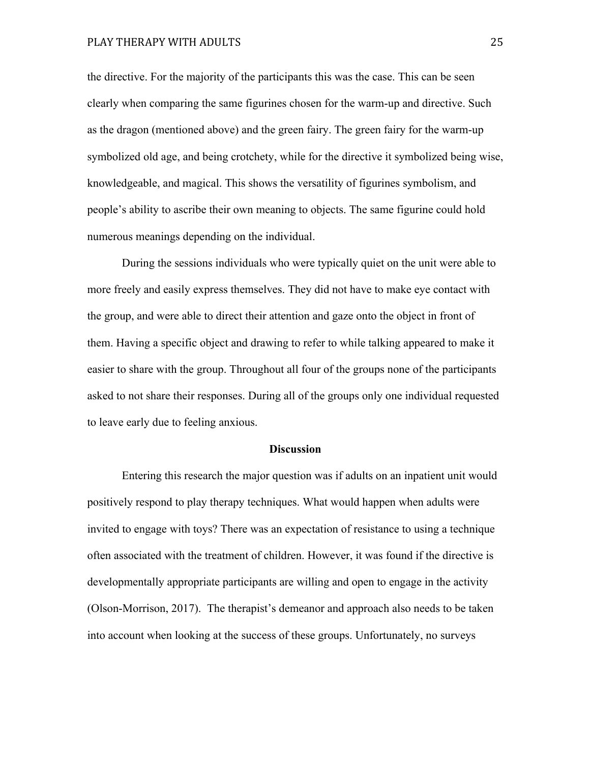the directive. For the majority of the participants this was the case. This can be seen clearly when comparing the same figurines chosen for the warm-up and directive. Such as the dragon (mentioned above) and the green fairy. The green fairy for the warm-up symbolized old age, and being crotchety, while for the directive it symbolized being wise, knowledgeable, and magical. This shows the versatility of figurines symbolism, and people's ability to ascribe their own meaning to objects. The same figurine could hold numerous meanings depending on the individual.

During the sessions individuals who were typically quiet on the unit were able to more freely and easily express themselves. They did not have to make eye contact with the group, and were able to direct their attention and gaze onto the object in front of them. Having a specific object and drawing to refer to while talking appeared to make it easier to share with the group. Throughout all four of the groups none of the participants asked to not share their responses. During all of the groups only one individual requested to leave early due to feeling anxious.

## Discussion

Entering this research the major question was if adults on an inpatient unit would positively respond to play therapy techniques. What would happen when adults were invited to engage with toys? There was an expectation of resistance to using a technique often associated with the treatment of children. However, it was found if the directive is developmentally appropriate participants are willing and open to engage in the activity (Olson-Morrison, 2017). The therapist's demeanor and approach also needs to be taken into account when looking at the success of these groups. Unfortunately, no surveys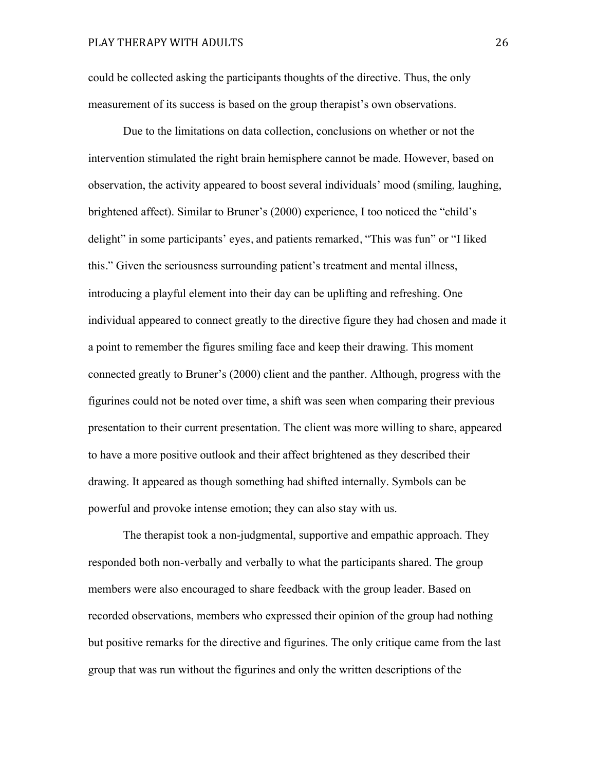could be collected asking the participants thoughts of the directive. Thus, the only measurement of its success is based on the group therapist's own observations.

Due to the limitations on data collection, conclusions on whether or not the intervention stimulated the right brain hemisphere cannot be made. However, based on observation, the activity appeared to boost several individuals' mood (smiling, laughing, brightened affect). Similar to Bruner's (2000) experience, I too noticed the "child's delight" in some participants' eyes, and patients remarked, "This was fun" or "I liked this." Given the seriousness surrounding patient's treatment and mental illness, introducing a playful element into their day can be uplifting and refreshing. One individual appeared to connect greatly to the directive figure they had chosen and made it a point to remember the figures smiling face and keep their drawing. This moment connected greatly to Bruner's (2000) client and the panther. Although, progress with the figurines could not be noted over time, a shift was seen when comparing their previous presentation to their current presentation. The client was more willing to share, appeared to have a more positive outlook and their affect brightened as they described their drawing. It appeared as though something had shifted internally. Symbols can be powerful and provoke intense emotion; they can also stay with us.

The therapist took a non-judgmental, supportive and empathic approach. They responded both non-verbally and verbally to what the participants shared. The group members were also encouraged to share feedback with the group leader. Based on recorded observations, members who expressed their opinion of the group had nothing but positive remarks for the directive and figurines. The only critique came from the last group that was run without the figurines and only the written descriptions of the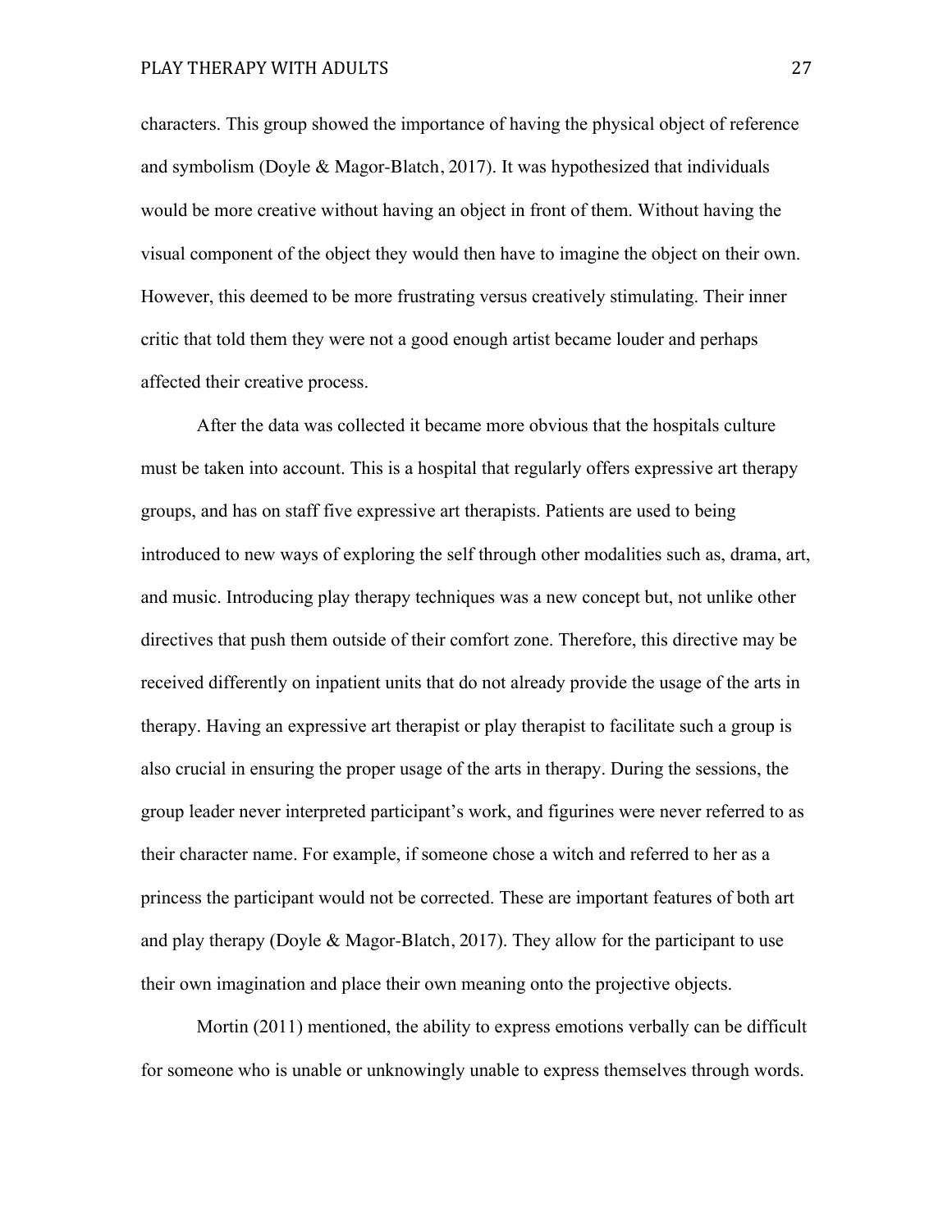characters. This group showed the importance of having the physical object of reference and symbolism (Doyle & Magor-Blatch, 2017). It was hypothesized that individuals would be more creative without having an object in front of them. Without having the visual component of the object they would then have to imagine the object on their own. However, this deemed to be more frustrating versus creatively stimulating. Their inner critic that told them they were not a good enough artist became louder and perhaps affected their creative process.

After the data was collected it became more obvious that the hospitals culture must be taken into account. This is a hospital that regularly offers expressive art therapy groups, and has on staff five expressive art therapists. Patients are used to being introduced to new ways of exploring the self through other modalities such as, drama, art, and music. Introducing play therapy techniques was a new concept but, not unlike other directives that push them outside of their comfort zone. Therefore, this directive may be received differently on inpatient units that do not already provide the usage of the arts in therapy. Having an expressive art therapist or play therapist to facilitate such a group is also crucial in ensuring the proper usage of the arts in therapy. During the sessions, the group leader never interpreted participant's work, and figurines were never referred to as their character name. For example, if someone chose a witch and referred to her as a princess the participant would not be corrected. These are important features of both art and play therapy (Doyle & Magor-Blatch, 2017). They allow for the participant to use their own imagination and place their own meaning onto the projective objects.

Mortin (2011) mentioned, the ability to express emotions verbally can be difficult for someone who is unable or unknowingly unable to express themselves through words.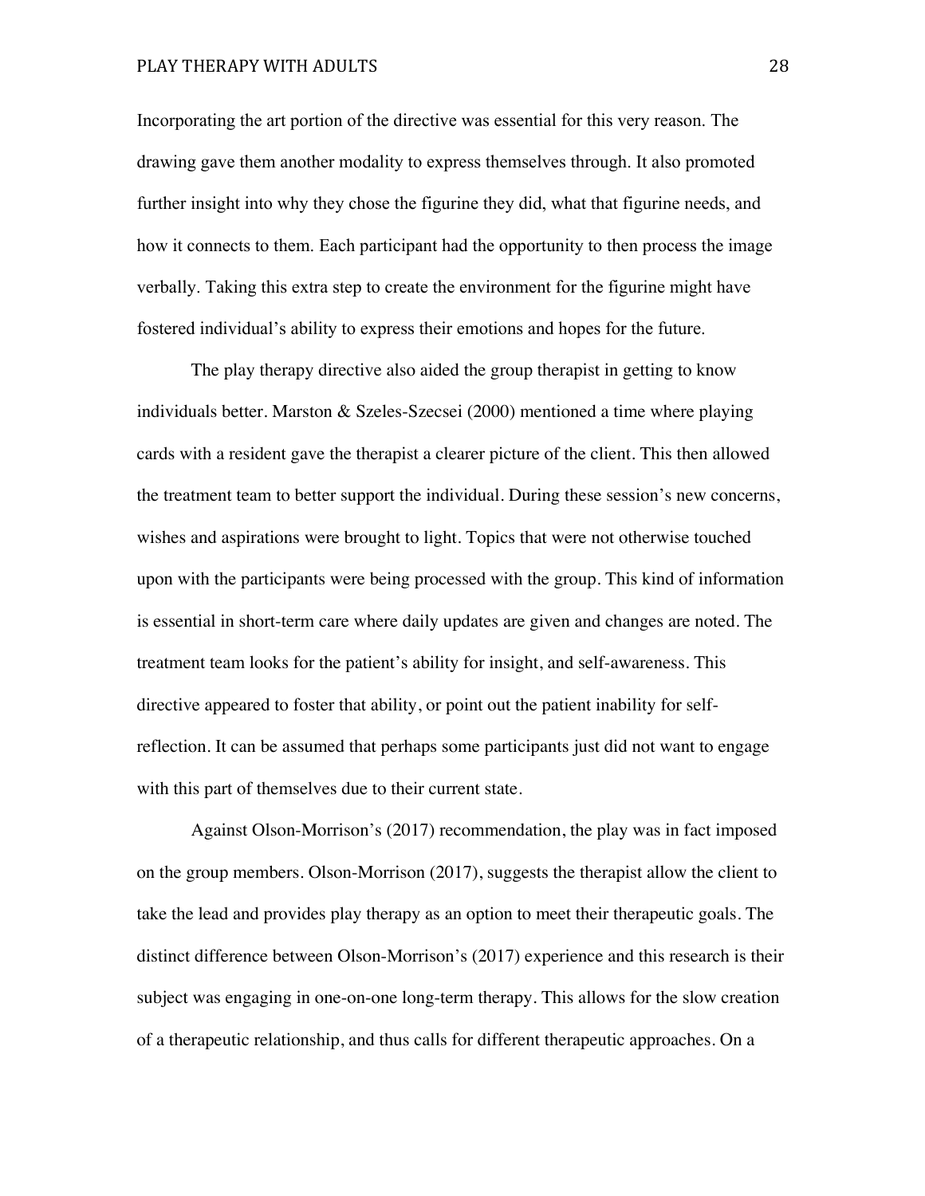Incorporating the art portion of the directive was essential for this very reason. The drawing gave them another modality to express themselves through. It also promoted further insight into why they chose the figurine they did, what that figurine needs, and how it connects to them. Each participant had the opportunity to then process the image verbally. Taking this extra step to create the environment for the figurine might have fostered individual's ability to express their emotions and hopes for the future.

The play therapy directive also aided the group therapist in getting to know individuals better. Marston & Szeles-Szecsei (2000) mentioned a time where playing cards with a resident gave the therapist a clearer picture of the client. This then allowed the treatment team to better support the individual. During these session's new concerns, wishes and aspirations were brought to light. Topics that were not otherwise touched upon with the participants were being processed with the group. This kind of information is essential in short-term care where daily updates are given and changes are noted. The treatment team looks for the patient's ability for insight, and self-awareness. This directive appeared to foster that ability, or point out the patient inability for self-reflection. It can be assumed that perhaps some participants just did not want to engage with this part of themselves due to their current state.

Against Olson-Morrison's (2017) recommendation, the play was in fact imposed on the group members. Olson-Morrison (2017), suggests the therapist allow the client to take the lead and provides play therapy as an option to meet their therapeutic goals. The distinct difference between Olson-Morrison's (2017) experience and this research is their subject was engaging in one-on-one long-term therapy. This allows for the slow creation of a therapeutic relationship, and thus calls for different therapeutic approaches. On a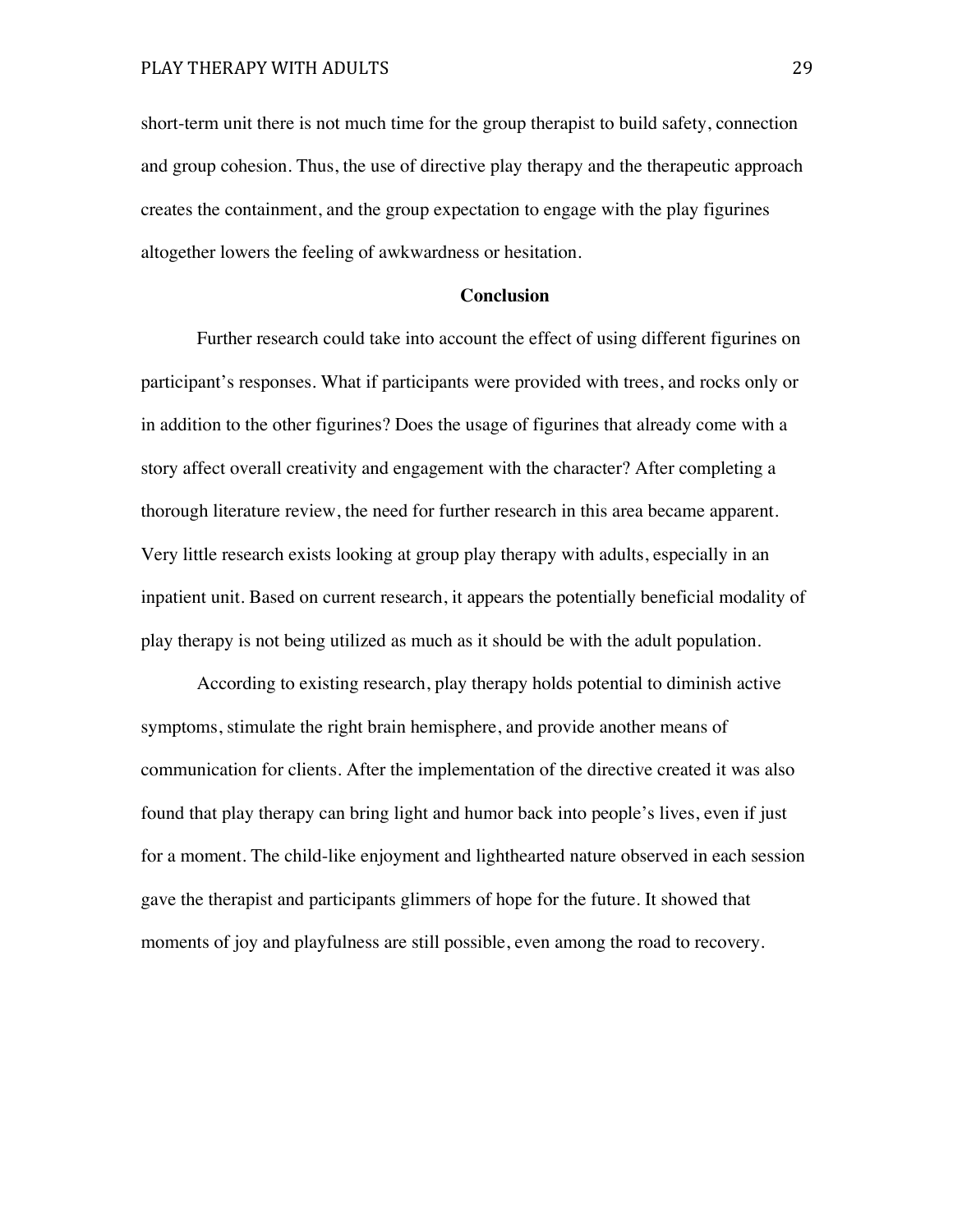short-term unit there is not much time for the group therapist to build safety, connection and group cohesion. Thus, the use of directive play therapy and the therapeutic approach creates the containment, and the group expectation to engage with the play figurines altogether lowers the feeling of awkwardness or hesitation.

## Conclusion

Further research could take into account the effect of using different figurines on participant's responses. What if participants were provided with trees, and rocks only or in addition to the other figurines? Does the usage of figurines that already come with a story affect overall creativity and engagement with the character? After completing a thorough literature review, the need for further research in this area became apparent. Very little research exists looking at group play therapy with adults, especially in an inpatient unit. Based on current research, it appears the potentially beneficial modality of play therapy is not being utilized as much as it should be with the adult population.

According to existing research, play therapy holds potential to diminish active symptoms, stimulate the right brain hemisphere, and provide another means of communication for clients. After the implementation of the directive created it was also found that play therapy can bring light and humor back into people's lives, even if just for a moment. The child-like enjoyment and lighthearted nature observed in each session gave the therapist and participants glimmers of hope for the future. It showed that moments of joy and playfulness are still possible, even among the road to recovery.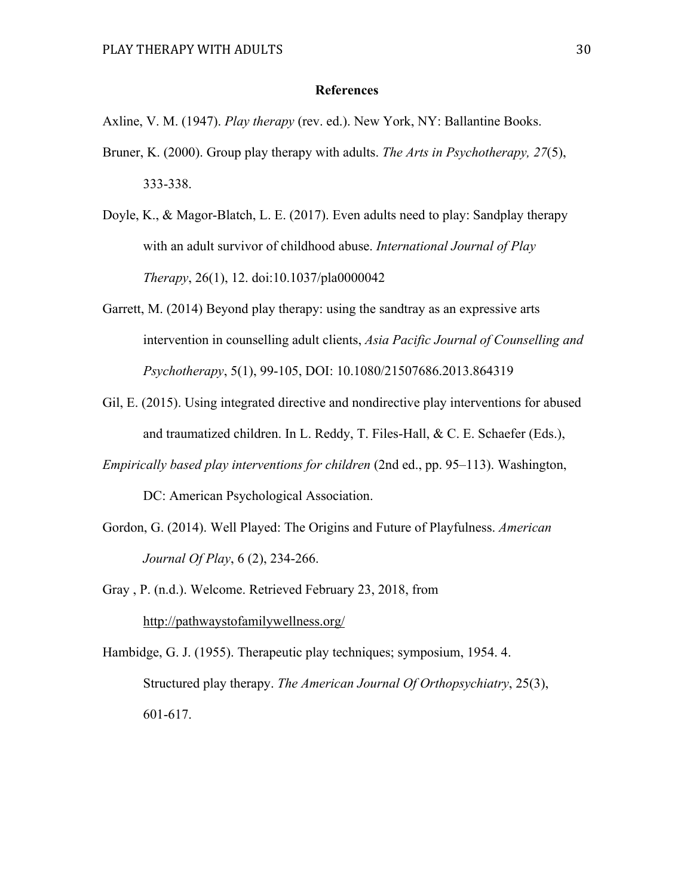## References

Axline, V. M. (1947). *Play therapy* (rev. ed.). New York, NY: Ballantine Books.

Bruner, K. (2000). Group play therapy with adults. *The Arts in Psychotherapy, 27*(5), 333-338.

Doyle, K., & Magor-Blatch, L. E. (2017). Even adults need to play: Sandplay therapy with an adult survivor of childhood abuse. *International Journal of Play Therapy*, 26(1), 12. doi:10.1037/pla0000042

Garrett, M. (2014) Beyond play therapy: using the sandtray as an expressive arts intervention in counselling adult clients, *Asia Pacific Journal of Counselling and Psychotherapy*, 5(1), 99-105, DOI: 10.1080/21507686.2013.864319

Gil, E. (2015). Using integrated directive and nondirective play interventions for abused and traumatized children. In L. Reddy, T. Files-Hall, & C. E. Schaefer (Eds.), *Empirically based play interventions for children* (2nd ed., pp. 95–113). Washington, DC: American Psychological Association.

Gordon, G. (2014). Well Played: The Origins and Future of Playfulness. *American Journal Of Play*, 6 (2), 234-266.

Gray , P. (n.d.). Welcome. Retrieved February 23, 2018, from http://pathwaystofamilywellness.org/

Hambidge, G. J. (1955). Therapeutic play techniques; symposium, 1954. 4. Structured play therapy. *The American Journal Of Orthopsychiatry*, 25(3), 601-617.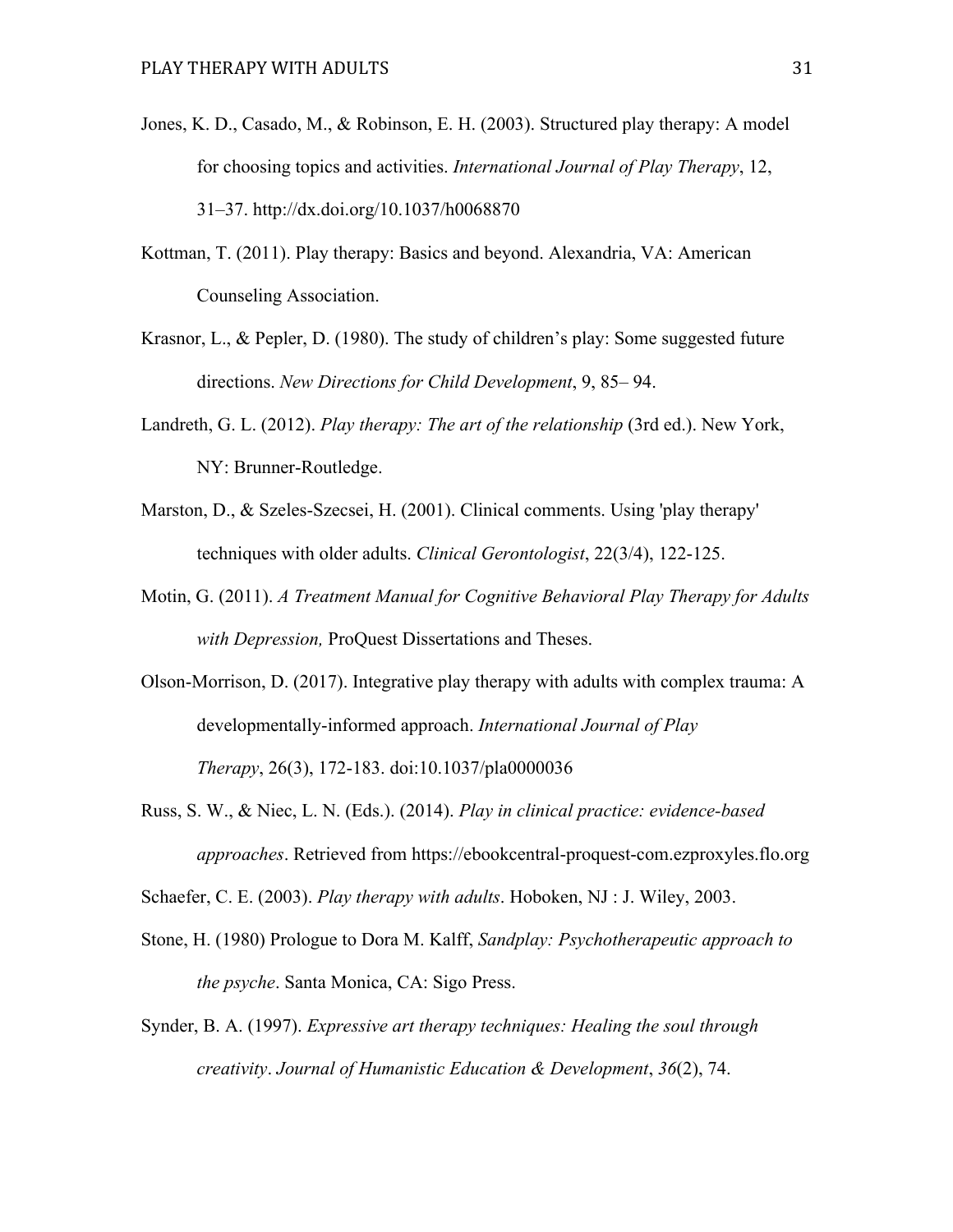Jones, K. D., Casado, M., & Robinson, E. H. (2003). Structured play therapy: A model for choosing topics and activities. *International Journal of Play Therapy*, 12, 31–37. http://dx.doi.org/10.1037/h0068870

Kottman, T. (2011). Play therapy: Basics and beyond. Alexandria, VA: American Counseling Association.

Krasnor, L., & Pepler, D. (1980). The study of children's play: Some suggested future directions. *New Directions for Child Development*, 9, 85– 94.

Landreth, G. L. (2012). *Play therapy: The art of the relationship* (3rd ed.). New York, NY: Brunner-Routledge.

Marston, D., & Szeles-Szecsei, H. (2001). Clinical comments. Using 'play therapy' techniques with older adults. *Clinical Gerontologist*, 22(3/4), 122-125.

Motin, G. (2011). *A Treatment Manual for Cognitive Behavioral Play Therapy for Adults with Depression,* ProQuest Dissertations and Theses.

Olson-Morrison, D. (2017). Integrative play therapy with adults with complex trauma: A developmentally-informed approach. *International Journal of Play Therapy*, 26(3), 172-183. doi:10.1037/pla0000036

Russ, S. W., & Niec, L. N. (Eds.). (2014). *Play in clinical practice: evidence-based approaches*. Retrieved from https://ebookcentral-proquest-com.ezproxyles.flo.org

Schaefer, C. E. (2003). *Play therapy with adults*. Hoboken, NJ : J. Wiley, 2003.

Stone, H. (1980) Prologue to Dora M. Kalff, *Sandplay: Psychotherapeutic approach to the psyche*. Santa Monica, CA: Sigo Press.

Synder, B. A. (1997). *Expressive art therapy techniques: Healing the soul through creativity*. *Journal of Humanistic Education & Development*, *36*(2), 74.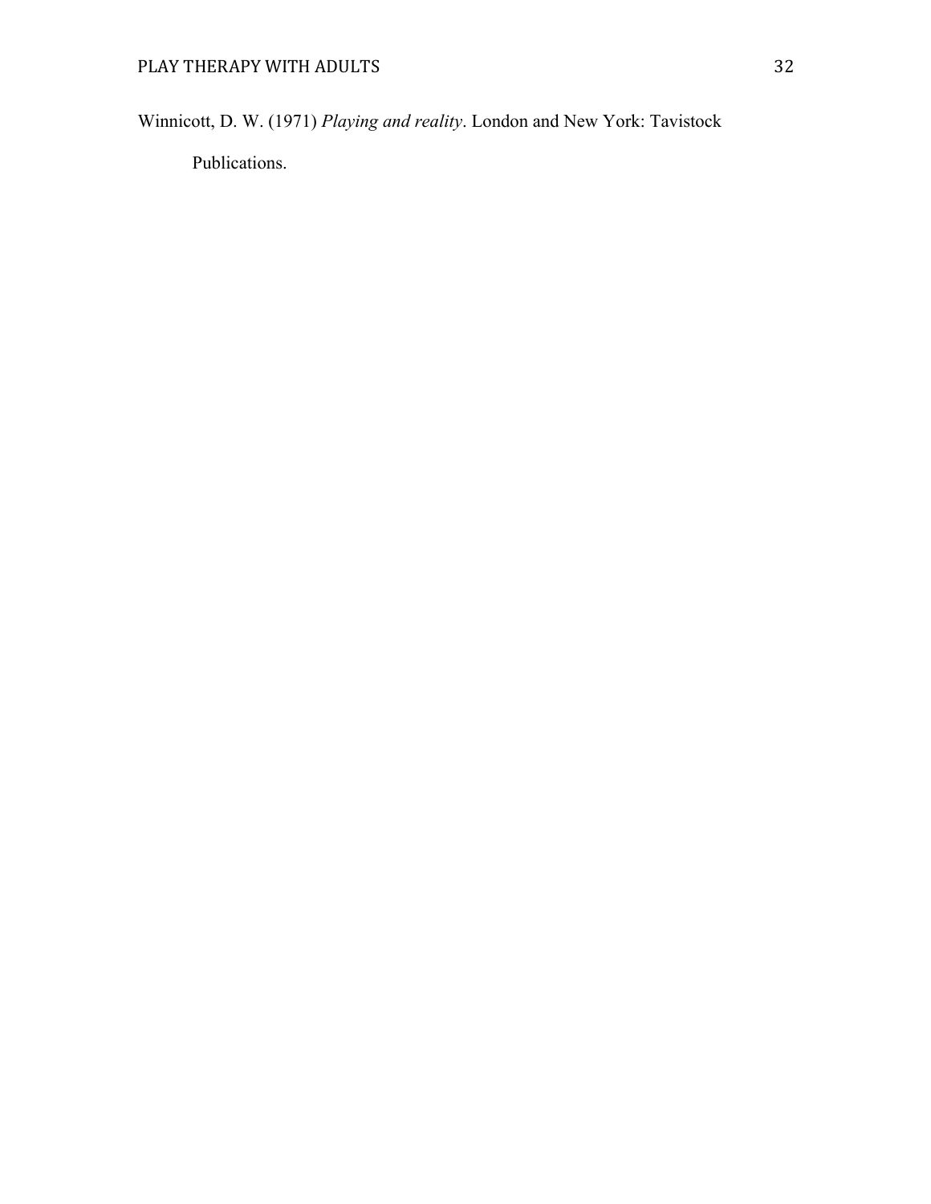Winnicott, D. W. (1971) *Playing and reality*. London and New York: Tavistock Publications.